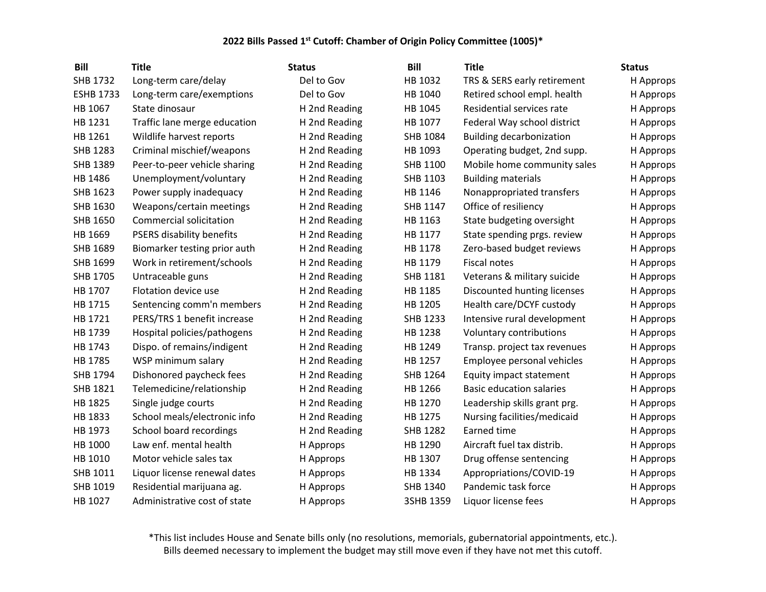# 2022 Bills Passed 1st Cutoff: Chamber of Origin Policy Committee (1005)*

| Bill | Title | Status |
|---|---|---|
| SHB 1732 | Long-term care/delay | Del to Gov |
| ESHB 1733 | Long-term care/exemptions | Del to Gov |
| HB 1067 | State dinosaur | H 2nd Reading |
| HB 1231 | Traffic lane merge education | H 2nd Reading |
| HB 1261 | Wildlife harvest reports | H 2nd Reading |
| SHB 1283 | Criminal mischief/weapons | H 2nd Reading |
| SHB 1389 | Peer-to-peer vehicle sharing | H 2nd Reading |
| HB 1486 | Unemployment/voluntary | H 2nd Reading |
| SHB 1623 | Power supply inadequacy | H 2nd Reading |
| SHB 1630 | Weapons/certain meetings | H 2nd Reading |
| SHB 1650 | Commercial solicitation | H 2nd Reading |
| HB 1669 | PSERS disability benefits | H 2nd Reading |
| SHB 1689 | Biomarker testing prior auth | H 2nd Reading |
| SHB 1699 | Work in retirement/schools | H 2nd Reading |
| SHB 1705 | Untraceable guns | H 2nd Reading |
| HB 1707 | Flotation device use | H 2nd Reading |
| HB 1715 | Sentencing comm'n members | H 2nd Reading |
| HB 1721 | PERS/TRS 1 benefit increase | H 2nd Reading |
| HB 1739 | Hospital policies/pathogens | H 2nd Reading |
| HB 1743 | Dispo. of remains/indigent | H 2nd Reading |
| HB 1785 | WSP minimum salary | H 2nd Reading |
| SHB 1794 | Dishonored paycheck fees | H 2nd Reading |
| SHB 1821 | Telemedicine/relationship | H 2nd Reading |
| HB 1825 | Single judge courts | H 2nd Reading |
| HB 1833 | School meals/electronic info | H 2nd Reading |
| HB 1973 | School board recordings | H 2nd Reading |
| HB 1000 | Law enf. mental health | H Approps |
| HB 1010 | Motor vehicle sales tax | H Approps |
| SHB 1011 | Liquor license renewal dates | H Approps |
| SHB 1019 | Residential marijuana ag. | H Approps |
| HB 1027 | Administrative cost of state | H Approps |
| HB 1032 | TRS & SERS early retirement | H Approps |
| HB 1040 | Retired school empl. health | H Approps |
| HB 1045 | Residential services rate | H Approps |
| HB 1077 | Federal Way school district | H Approps |
| SHB 1084 | Building decarbonization | H Approps |
| HB 1093 | Operating budget, 2nd supp. | H Approps |
| SHB 1100 | Mobile home community sales | H Approps |
| SHB 1103 | Building materials | H Approps |
| HB 1146 | Nonappropriated transfers | H Approps |
| SHB 1147 | Office of resiliency | H Approps |
| HB 1163 | State budgeting oversight | H Approps |
| HB 1177 | State spending prgs. review | H Approps |
| HB 1178 | Zero-based budget reviews | H Approps |
| HB 1179 | Fiscal notes | H Approps |
| SHB 1181 | Veterans & military suicide | H Approps |
| HB 1185 | Discounted hunting licenses | H Approps |
| HB 1205 | Health care/DCYF custody | H Approps |
| SHB 1233 | Intensive rural development | H Approps |
| HB 1238 | Voluntary contributions | H Approps |
| HB 1249 | Transp. project tax revenues | H Approps |
| HB 1257 | Employee personal vehicles | H Approps |
| SHB 1264 | Equity impact statement | H Approps |
| HB 1266 | Basic education salaries | H Approps |
| HB 1270 | Leadership skills grant prg. | H Approps |
| HB 1275 | Nursing facilities/medicaid | H Approps |
| SHB 1282 | Earned time | H Approps |
| HB 1290 | Aircraft fuel tax distrib. | H Approps |
| HB 1307 | Drug offense sentencing | H Approps |
| HB 1334 | Appropriations/COVID-19 | H Approps |
| SHB 1340 | Pandemic task force | H Approps |
| 3SHB 1359 | Liquor license fees | H Approps |

*This list includes House and Senate bills only (no resolutions, memorials, gubernatorial appointments, etc.). Bills deemed necessary to implement the budget may still move even if they have not met this cutoff.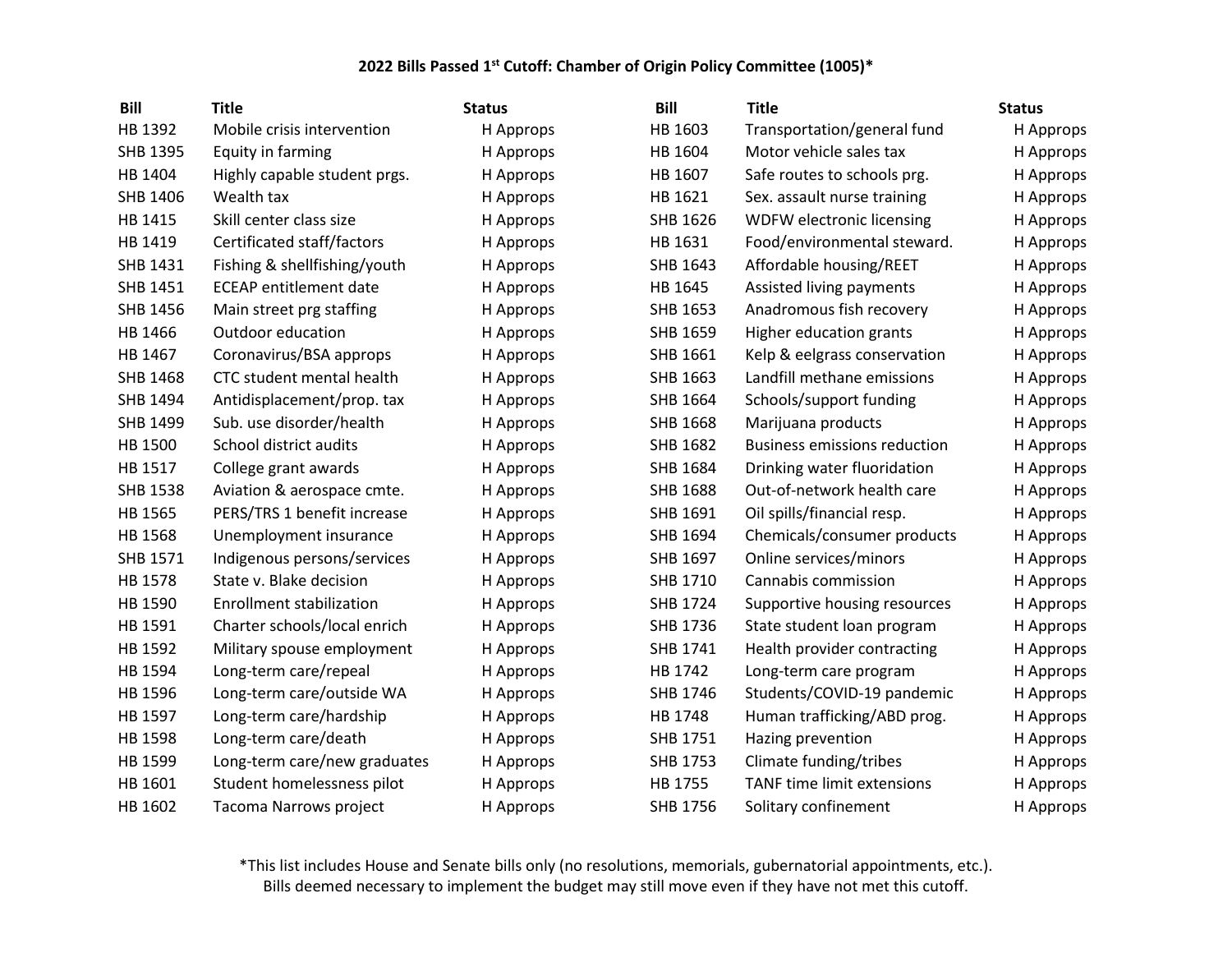**2022 Bills Passed 1st Cutoff: Chamber of Origin Policy Committee (1005)***

| Bill | Title | Status |
|---|---|---|
| HB 1392 | Mobile crisis intervention | H Approps |
| SHB 1395 | Equity in farming | H Approps |
| HB 1404 | Highly capable student prgs. | H Approps |
| SHB 1406 | Wealth tax | H Approps |
| HB 1415 | Skill center class size | H Approps |
| HB 1419 | Certificated staff/factors | H Approps |
| SHB 1431 | Fishing & shellfishing/youth | H Approps |
| SHB 1451 | ECEAP entitlement date | H Approps |
| SHB 1456 | Main street prg staffing | H Approps |
| HB 1466 | Outdoor education | H Approps |
| HB 1467 | Coronavirus/BSA approps | H Approps |
| SHB 1468 | CTC student mental health | H Approps |
| SHB 1494 | Antidisplacement/prop. tax | H Approps |
| SHB 1499 | Sub. use disorder/health | H Approps |
| HB 1500 | School district audits | H Approps |
| HB 1517 | College grant awards | H Approps |
| SHB 1538 | Aviation & aerospace cmte. | H Approps |
| HB 1565 | PERS/TRS 1 benefit increase | H Approps |
| HB 1568 | Unemployment insurance | H Approps |
| SHB 1571 | Indigenous persons/services | H Approps |
| HB 1578 | State v. Blake decision | H Approps |
| HB 1590 | Enrollment stabilization | H Approps |
| HB 1591 | Charter schools/local enrich | H Approps |
| HB 1592 | Military spouse employment | H Approps |
| HB 1594 | Long-term care/repeal | H Approps |
| HB 1596 | Long-term care/outside WA | H Approps |
| HB 1597 | Long-term care/hardship | H Approps |
| HB 1598 | Long-term care/death | H Approps |
| HB 1599 | Long-term care/new graduates | H Approps |
| HB 1601 | Student homelessness pilot | H Approps |
| HB 1602 | Tacoma Narrows project | H Approps |
| HB 1603 | Transportation/general fund | H Approps |
| HB 1604 | Motor vehicle sales tax | H Approps |
| HB 1607 | Safe routes to schools prg. | H Approps |
| HB 1621 | Sex. assault nurse training | H Approps |
| SHB 1626 | WDFW electronic licensing | H Approps |
| HB 1631 | Food/environmental steward. | H Approps |
| SHB 1643 | Affordable housing/REET | H Approps |
| HB 1645 | Assisted living payments | H Approps |
| SHB 1653 | Anadromous fish recovery | H Approps |
| SHB 1659 | Higher education grants | H Approps |
| SHB 1661 | Kelp & eelgrass conservation | H Approps |
| SHB 1663 | Landfill methane emissions | H Approps |
| SHB 1664 | Schools/support funding | H Approps |
| SHB 1668 | Marijuana products | H Approps |
| SHB 1682 | Business emissions reduction | H Approps |
| SHB 1684 | Drinking water fluoridation | H Approps |
| SHB 1688 | Out-of-network health care | H Approps |
| SHB 1691 | Oil spills/financial resp. | H Approps |
| SHB 1694 | Chemicals/consumer products | H Approps |
| SHB 1697 | Online services/minors | H Approps |
| SHB 1710 | Cannabis commission | H Approps |
| SHB 1724 | Supportive housing resources | H Approps |
| SHB 1736 | State student loan program | H Approps |
| SHB 1741 | Health provider contracting | H Approps |
| HB 1742 | Long-term care program | H Approps |
| SHB 1746 | Students/COVID-19 pandemic | H Approps |
| HB 1748 | Human trafficking/ABD prog. | H Approps |
| SHB 1751 | Hazing prevention | H Approps |
| SHB 1753 | Climate funding/tribes | H Approps |
| HB 1755 | TANF time limit extensions | H Approps |
| SHB 1756 | Solitary confinement | H Approps |

*This list includes House and Senate bills only (no resolutions, memorials, gubernatorial appointments, etc.). Bills deemed necessary to implement the budget may still move even if they have not met this cutoff.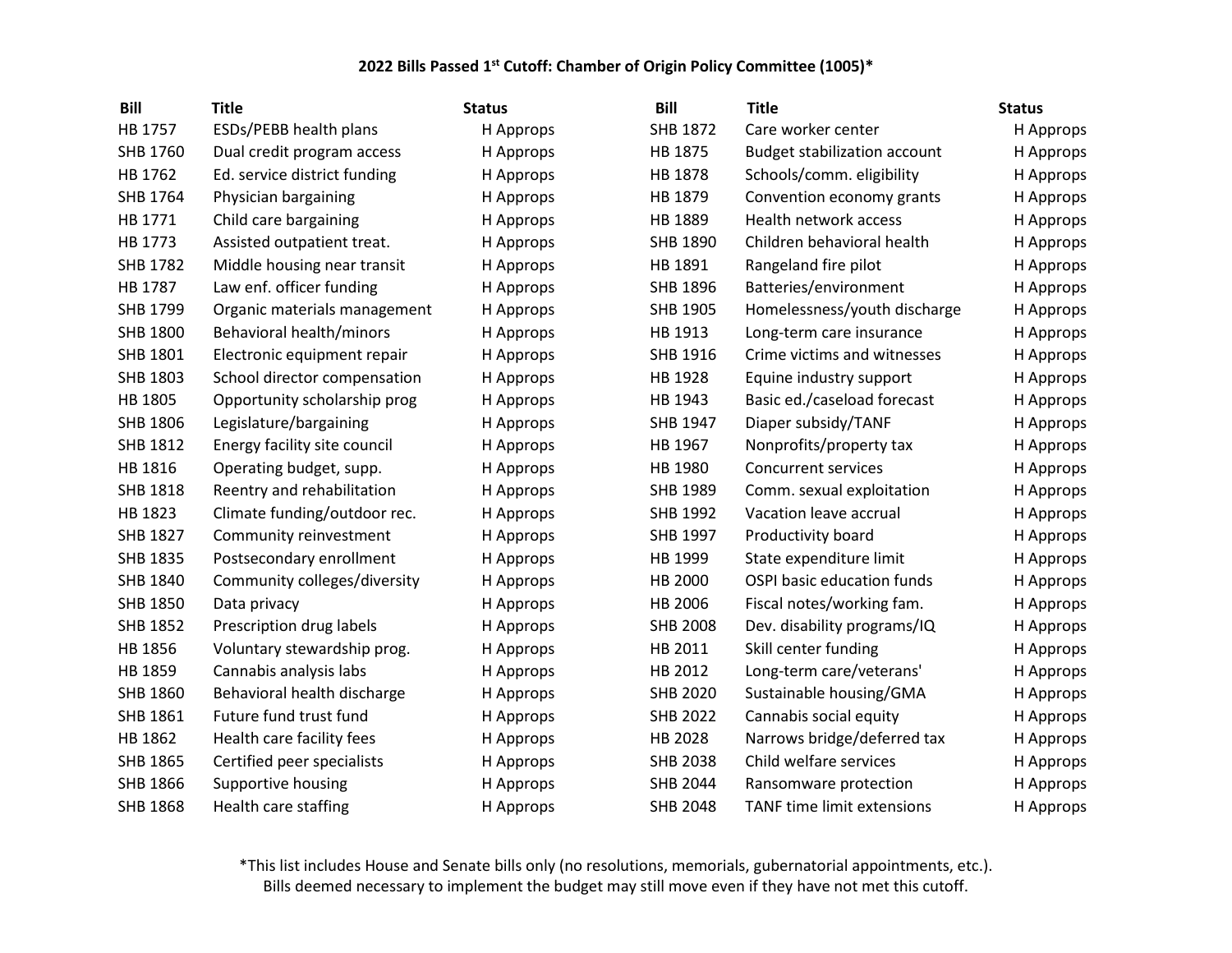**2022 Bills Passed 1st Cutoff: Chamber of Origin Policy Committee (1005)***

| Bill | Title | Status |
|---|---|---|
| HB 1757 | ESDs/PEBB health plans | H Approps |
| SHB 1760 | Dual credit program access | H Approps |
| HB 1762 | Ed. service district funding | H Approps |
| SHB 1764 | Physician bargaining | H Approps |
| HB 1771 | Child care bargaining | H Approps |
| HB 1773 | Assisted outpatient treat. | H Approps |
| SHB 1782 | Middle housing near transit | H Approps |
| HB 1787 | Law enf. officer funding | H Approps |
| SHB 1799 | Organic materials management | H Approps |
| SHB 1800 | Behavioral health/minors | H Approps |
| SHB 1801 | Electronic equipment repair | H Approps |
| SHB 1803 | School director compensation | H Approps |
| HB 1805 | Opportunity scholarship prog | H Approps |
| SHB 1806 | Legislature/bargaining | H Approps |
| SHB 1812 | Energy facility site council | H Approps |
| HB 1816 | Operating budget, supp. | H Approps |
| SHB 1818 | Reentry and rehabilitation | H Approps |
| HB 1823 | Climate funding/outdoor rec. | H Approps |
| SHB 1827 | Community reinvestment | H Approps |
| SHB 1835 | Postsecondary enrollment | H Approps |
| SHB 1840 | Community colleges/diversity | H Approps |
| SHB 1850 | Data privacy | H Approps |
| SHB 1852 | Prescription drug labels | H Approps |
| HB 1856 | Voluntary stewardship prog. | H Approps |
| HB 1859 | Cannabis analysis labs | H Approps |
| SHB 1860 | Behavioral health discharge | H Approps |
| SHB 1861 | Future fund trust fund | H Approps |
| HB 1862 | Health care facility fees | H Approps |
| SHB 1865 | Certified peer specialists | H Approps |
| SHB 1866 | Supportive housing | H Approps |
| SHB 1868 | Health care staffing | H Approps |
| SHB 1872 | Care worker center | H Approps |
| HB 1875 | Budget stabilization account | H Approps |
| HB 1878 | Schools/comm. eligibility | H Approps |
| HB 1879 | Convention economy grants | H Approps |
| HB 1889 | Health network access | H Approps |
| SHB 1890 | Children behavioral health | H Approps |
| HB 1891 | Rangeland fire pilot | H Approps |
| SHB 1896 | Batteries/environment | H Approps |
| SHB 1905 | Homelessness/youth discharge | H Approps |
| HB 1913 | Long-term care insurance | H Approps |
| SHB 1916 | Crime victims and witnesses | H Approps |
| HB 1928 | Equine industry support | H Approps |
| HB 1943 | Basic ed./caseload forecast | H Approps |
| SHB 1947 | Diaper subsidy/TANF | H Approps |
| HB 1967 | Nonprofits/property tax | H Approps |
| HB 1980 | Concurrent services | H Approps |
| SHB 1989 | Comm. sexual exploitation | H Approps |
| SHB 1992 | Vacation leave accrual | H Approps |
| SHB 1997 | Productivity board | H Approps |
| HB 1999 | State expenditure limit | H Approps |
| HB 2000 | OSPI basic education funds | H Approps |
| HB 2006 | Fiscal notes/working fam. | H Approps |
| SHB 2008 | Dev. disability programs/IQ | H Approps |
| HB 2011 | Skill center funding | H Approps |
| HB 2012 | Long-term care/veterans' | H Approps |
| SHB 2020 | Sustainable housing/GMA | H Approps |
| SHB 2022 | Cannabis social equity | H Approps |
| HB 2028 | Narrows bridge/deferred tax | H Approps |
| SHB 2038 | Child welfare services | H Approps |
| SHB 2044 | Ransomware protection | H Approps |
| SHB 2048 | TANF time limit extensions | H Approps |

*This list includes House and Senate bills only (no resolutions, memorials, gubernatorial appointments, etc.).
Bills deemed necessary to implement the budget may still move even if they have not met this cutoff.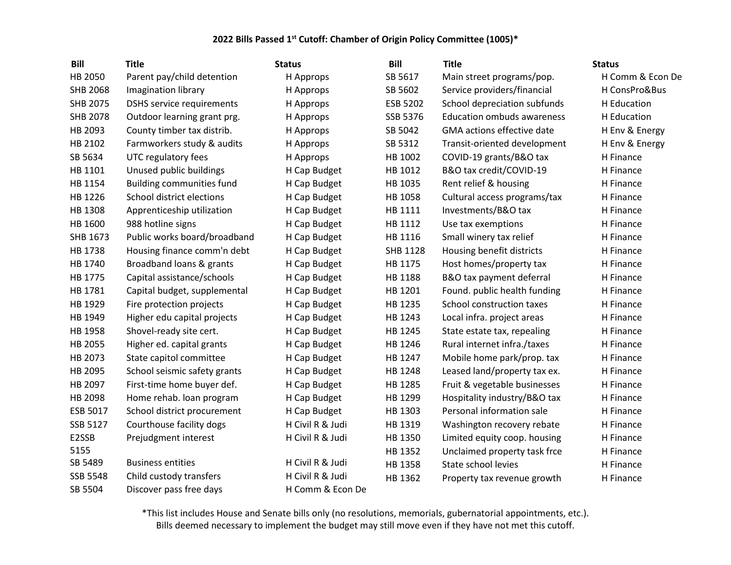**2022 Bills Passed 1st Cutoff: Chamber of Origin Policy Committee (1005)***

| Bill | Title | Status |
|---|---|---|
| HB 2050 | Parent pay/child detention | H Approps |
| SHB 2068 | Imagination library | H Approps |
| SHB 2075 | DSHS service requirements | H Approps |
| SHB 2078 | Outdoor learning grant prg. | H Approps |
| HB 2093 | County timber tax distrib. | H Approps |
| HB 2102 | Farmworkers study & audits | H Approps |
| SB 5634 | UTC regulatory fees | H Approps |
| HB 1101 | Unused public buildings | H Cap Budget |
| HB 1154 | Building communities fund | H Cap Budget |
| HB 1226 | School district elections | H Cap Budget |
| HB 1308 | Apprenticeship utilization | H Cap Budget |
| HB 1600 | 988 hotline signs | H Cap Budget |
| SHB 1673 | Public works board/broadband | H Cap Budget |
| HB 1738 | Housing finance comm'n debt | H Cap Budget |
| HB 1740 | Broadband loans & grants | H Cap Budget |
| HB 1775 | Capital assistance/schools | H Cap Budget |
| HB 1781 | Capital budget, supplemental | H Cap Budget |
| HB 1929 | Fire protection projects | H Cap Budget |
| HB 1949 | Higher edu capital projects | H Cap Budget |
| HB 1958 | Shovel-ready site cert. | H Cap Budget |
| HB 2055 | Higher ed. capital grants | H Cap Budget |
| HB 2073 | State capitol committee | H Cap Budget |
| HB 2095 | School seismic safety grants | H Cap Budget |
| HB 2097 | First-time home buyer def. | H Cap Budget |
| HB 2098 | Home rehab. loan program | H Cap Budget |
| ESB 5017 | School district procurement | H Cap Budget |
| SSB 5127 | Courthouse facility dogs | H Civil R & Judi |
| E2SSB 5155 | Prejudgment interest | H Civil R & Judi |
| SB 5489 | Business entities | H Civil R & Judi |
| SSB 5548 | Child custody transfers | H Civil R & Judi |
| SB 5504 | Discover pass free days | H Comm & Econ De |
| SB 5617 | Main street programs/pop. | H Comm & Econ De |
| SB 5602 | Service providers/financial | H ConsPro&Bus |
| ESB 5202 | School depreciation subfunds | H Education |
| SSB 5376 | Education ombuds awareness | H Education |
| SB 5042 | GMA actions effective date | H Env & Energy |
| SB 5312 | Transit-oriented development | H Env & Energy |
| HB 1002 | COVID-19 grants/B&O tax | H Finance |
| HB 1012 | B&O tax credit/COVID-19 | H Finance |
| HB 1035 | Rent relief & housing | H Finance |
| HB 1058 | Cultural access programs/tax | H Finance |
| HB 1111 | Investments/B&O tax | H Finance |
| HB 1112 | Use tax exemptions | H Finance |
| HB 1116 | Small winery tax relief | H Finance |
| SHB 1128 | Housing benefit districts | H Finance |
| HB 1175 | Host homes/property tax | H Finance |
| HB 1188 | B&O tax payment deferral | H Finance |
| HB 1201 | Found. public health funding | H Finance |
| HB 1235 | School construction taxes | H Finance |
| HB 1243 | Local infra. project areas | H Finance |
| HB 1245 | State estate tax, repealing | H Finance |
| HB 1246 | Rural internet infra./taxes | H Finance |
| HB 1247 | Mobile home park/prop. tax | H Finance |
| HB 1248 | Leased land/property tax ex. | H Finance |
| HB 1285 | Fruit & vegetable businesses | H Finance |
| HB 1299 | Hospitality industry/B&O tax | H Finance |
| HB 1303 | Personal information sale | H Finance |
| HB 1319 | Washington recovery rebate | H Finance |
| HB 1350 | Limited equity coop. housing | H Finance |
| HB 1352 | Unclaimed property task frce | H Finance |
| HB 1358 | State school levies | H Finance |
| HB 1362 | Property tax revenue growth | H Finance |

*This list includes House and Senate bills only (no resolutions, memorials, gubernatorial appointments, etc.).
Bills deemed necessary to implement the budget may still move even if they have not met this cutoff.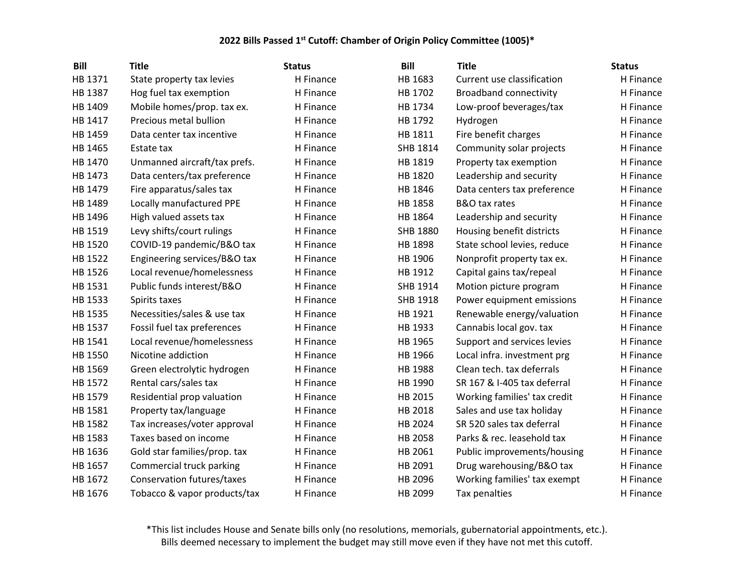**2022 Bills Passed 1st Cutoff: Chamber of Origin Policy Committee (1005)***

| Bill | Title | Status | Bill | Title | Status |
|---|---|---|---|---|---|
| HB 1371 | State property tax levies | H Finance | HB 1683 | Current use classification | H Finance |
| HB 1387 | Hog fuel tax exemption | H Finance | HB 1702 | Broadband connectivity | H Finance |
| HB 1409 | Mobile homes/prop. tax ex. | H Finance | HB 1734 | Low-proof beverages/tax | H Finance |
| HB 1417 | Precious metal bullion | H Finance | HB 1792 | Hydrogen | H Finance |
| HB 1459 | Data center tax incentive | H Finance | HB 1811 | Fire benefit charges | H Finance |
| HB 1465 | Estate tax | H Finance | SHB 1814 | Community solar projects | H Finance |
| HB 1470 | Unmanned aircraft/tax prefs. | H Finance | HB 1819 | Property tax exemption | H Finance |
| HB 1473 | Data centers/tax preference | H Finance | HB 1820 | Leadership and security | H Finance |
| HB 1479 | Fire apparatus/sales tax | H Finance | HB 1846 | Data centers tax preference | H Finance |
| HB 1489 | Locally manufactured PPE | H Finance | HB 1858 | B&O tax rates | H Finance |
| HB 1496 | High valued assets tax | H Finance | HB 1864 | Leadership and security | H Finance |
| HB 1519 | Levy shifts/court rulings | H Finance | SHB 1880 | Housing benefit districts | H Finance |
| HB 1520 | COVID-19 pandemic/B&O tax | H Finance | HB 1898 | State school levies, reduce | H Finance |
| HB 1522 | Engineering services/B&O tax | H Finance | HB 1906 | Nonprofit property tax ex. | H Finance |
| HB 1526 | Local revenue/homelessness | H Finance | HB 1912 | Capital gains tax/repeal | H Finance |
| HB 1531 | Public funds interest/B&O | H Finance | SHB 1914 | Motion picture program | H Finance |
| HB 1533 | Spirits taxes | H Finance | SHB 1918 | Power equipment emissions | H Finance |
| HB 1535 | Necessities/sales & use tax | H Finance | HB 1921 | Renewable energy/valuation | H Finance |
| HB 1537 | Fossil fuel tax preferences | H Finance | HB 1933 | Cannabis local gov. tax | H Finance |
| HB 1541 | Local revenue/homelessness | H Finance | HB 1965 | Support and services levies | H Finance |
| HB 1550 | Nicotine addiction | H Finance | HB 1966 | Local infra. investment prg | H Finance |
| HB 1569 | Green electrolytic hydrogen | H Finance | HB 1988 | Clean tech. tax deferrals | H Finance |
| HB 1572 | Rental cars/sales tax | H Finance | HB 1990 | SR 167 & I-405 tax deferral | H Finance |
| HB 1579 | Residential prop valuation | H Finance | HB 2015 | Working families' tax credit | H Finance |
| HB 1581 | Property tax/language | H Finance | HB 2018 | Sales and use tax holiday | H Finance |
| HB 1582 | Tax increases/voter approval | H Finance | HB 2024 | SR 520 sales tax deferral | H Finance |
| HB 1583 | Taxes based on income | H Finance | HB 2058 | Parks & rec. leasehold tax | H Finance |
| HB 1636 | Gold star families/prop. tax | H Finance | HB 2061 | Public improvements/housing | H Finance |
| HB 1657 | Commercial truck parking | H Finance | HB 2091 | Drug warehousing/B&O tax | H Finance |
| HB 1672 | Conservation futures/taxes | H Finance | HB 2096 | Working families' tax exempt | H Finance |
| HB 1676 | Tobacco & vapor products/tax | H Finance | HB 2099 | Tax penalties | H Finance |

*This list includes House and Senate bills only (no resolutions, memorials, gubernatorial appointments, etc.).
Bills deemed necessary to implement the budget may still move even if they have not met this cutoff.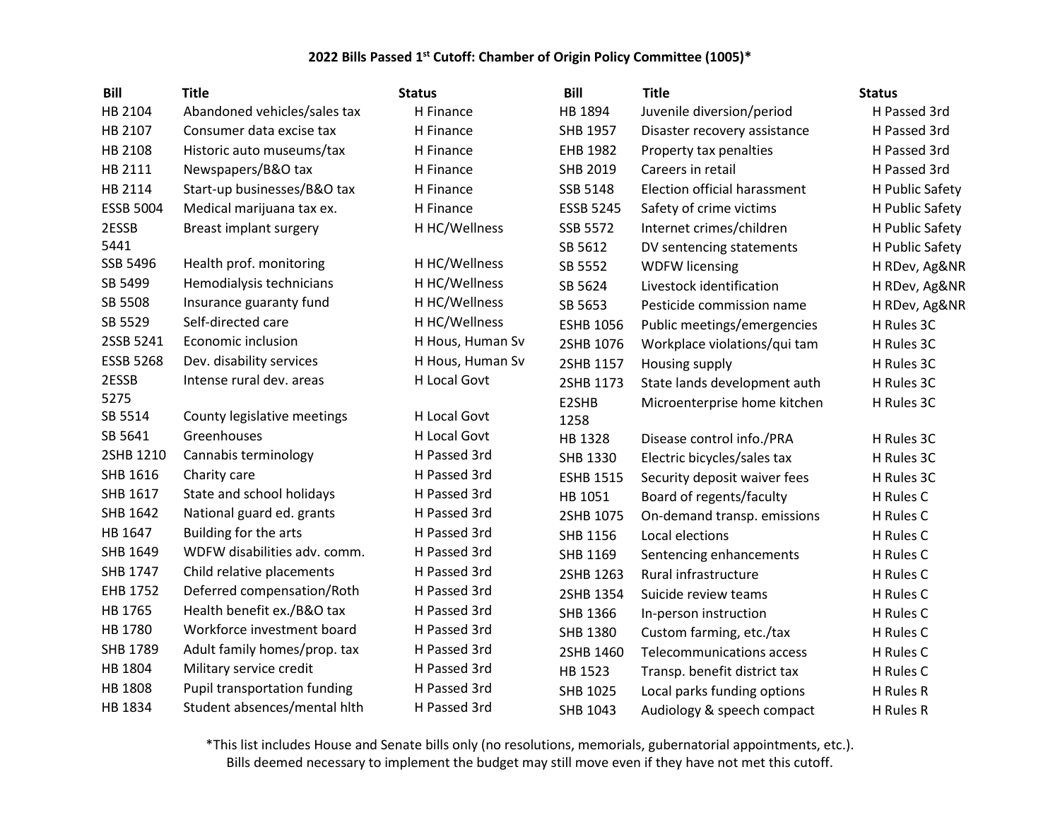# 2022 Bills Passed 1st Cutoff: Chamber of Origin Policy Committee (1005)*

| Bill | Title | Status |
|---|---|---|
| HB 2104 | Abandoned vehicles/sales tax | H Finance |
| HB 2107 | Consumer data excise tax | H Finance |
| HB 2108 | Historic auto museums/tax | H Finance |
| HB 2111 | Newspapers/B&O tax | H Finance |
| HB 2114 | Start-up businesses/B&O tax | H Finance |
| ESSB 5004 | Medical marijuana tax ex. | H Finance |
| 2ESSB 5441 | Breast implant surgery | H HC/Wellness |
| SSB 5496 | Health prof. monitoring | H HC/Wellness |
| SB 5499 | Hemodialysis technicians | H HC/Wellness |
| SB 5508 | Insurance guaranty fund | H HC/Wellness |
| SB 5529 | Self-directed care | H HC/Wellness |
| 2SSB 5241 | Economic inclusion | H Hous, Human Sv |
| ESSB 5268 | Dev. disability services | H Hous, Human Sv |
| 2ESSB 5275 | Intense rural dev. areas | H Local Govt |
| SB 5514 | County legislative meetings | H Local Govt |
| SB 5641 | Greenhouses | H Local Govt |
| 2SHB 1210 | Cannabis terminology | H Passed 3rd |
| SHB 1616 | Charity care | H Passed 3rd |
| SHB 1617 | State and school holidays | H Passed 3rd |
| SHB 1642 | National guard ed. grants | H Passed 3rd |
| HB 1647 | Building for the arts | H Passed 3rd |
| SHB 1649 | WDFW disabilities adv. comm. | H Passed 3rd |
| SHB 1747 | Child relative placements | H Passed 3rd |
| EHB 1752 | Deferred compensation/Roth | H Passed 3rd |
| HB 1765 | Health benefit ex./B&O tax | H Passed 3rd |
| HB 1780 | Workforce investment board | H Passed 3rd |
| SHB 1789 | Adult family homes/prop. tax | H Passed 3rd |
| HB 1804 | Military service credit | H Passed 3rd |
| HB 1808 | Pupil transportation funding | H Passed 3rd |
| HB 1834 | Student absences/mental hlth | H Passed 3rd |
| HB 1894 | Juvenile diversion/period | H Passed 3rd |
| SHB 1957 | Disaster recovery assistance | H Passed 3rd |
| EHB 1982 | Property tax penalties | H Passed 3rd |
| SHB 2019 | Careers in retail | H Passed 3rd |
| SSB 5148 | Election official harassment | H Public Safety |
| ESSB 5245 | Safety of crime victims | H Public Safety |
| SSB 5572 | Internet crimes/children | H Public Safety |
| SB 5612 | DV sentencing statements | H Public Safety |
| SB 5552 | WDFW licensing | H RDev, Ag&NR |
| SB 5624 | Livestock identification | H RDev, Ag&NR |
| SB 5653 | Pesticide commission name | H RDev, Ag&NR |
| ESHB 1056 | Public meetings/emergencies | H Rules 3C |
| 2SHB 1076 | Workplace violations/qui tam | H Rules 3C |
| 2SHB 1157 | Housing supply | H Rules 3C |
| 2SHB 1173 | State lands development auth | H Rules 3C |
| E2SHB 1258 | Microenterprise home kitchen | H Rules 3C |
| HB 1328 | Disease control info./PRA | H Rules 3C |
| SHB 1330 | Electric bicycles/sales tax | H Rules 3C |
| ESHB 1515 | Security deposit waiver fees | H Rules 3C |
| HB 1051 | Board of regents/faculty | H Rules C |
| 2SHB 1075 | On-demand transp. emissions | H Rules C |
| SHB 1156 | Local elections | H Rules C |
| SHB 1169 | Sentencing enhancements | H Rules C |
| 2SHB 1263 | Rural infrastructure | H Rules C |
| 2SHB 1354 | Suicide review teams | H Rules C |
| SHB 1366 | In-person instruction | H Rules C |
| SHB 1380 | Custom farming, etc./tax | H Rules C |
| 2SHB 1460 | Telecommunications access | H Rules C |
| HB 1523 | Transp. benefit district tax | H Rules C |
| SHB 1025 | Local parks funding options | H Rules R |
| SHB 1043 | Audiology & speech compact | H Rules R |

*This list includes House and Senate bills only (no resolutions, memorials, gubernatorial appointments, etc.). Bills deemed necessary to implement the budget may still move even if they have not met this cutoff.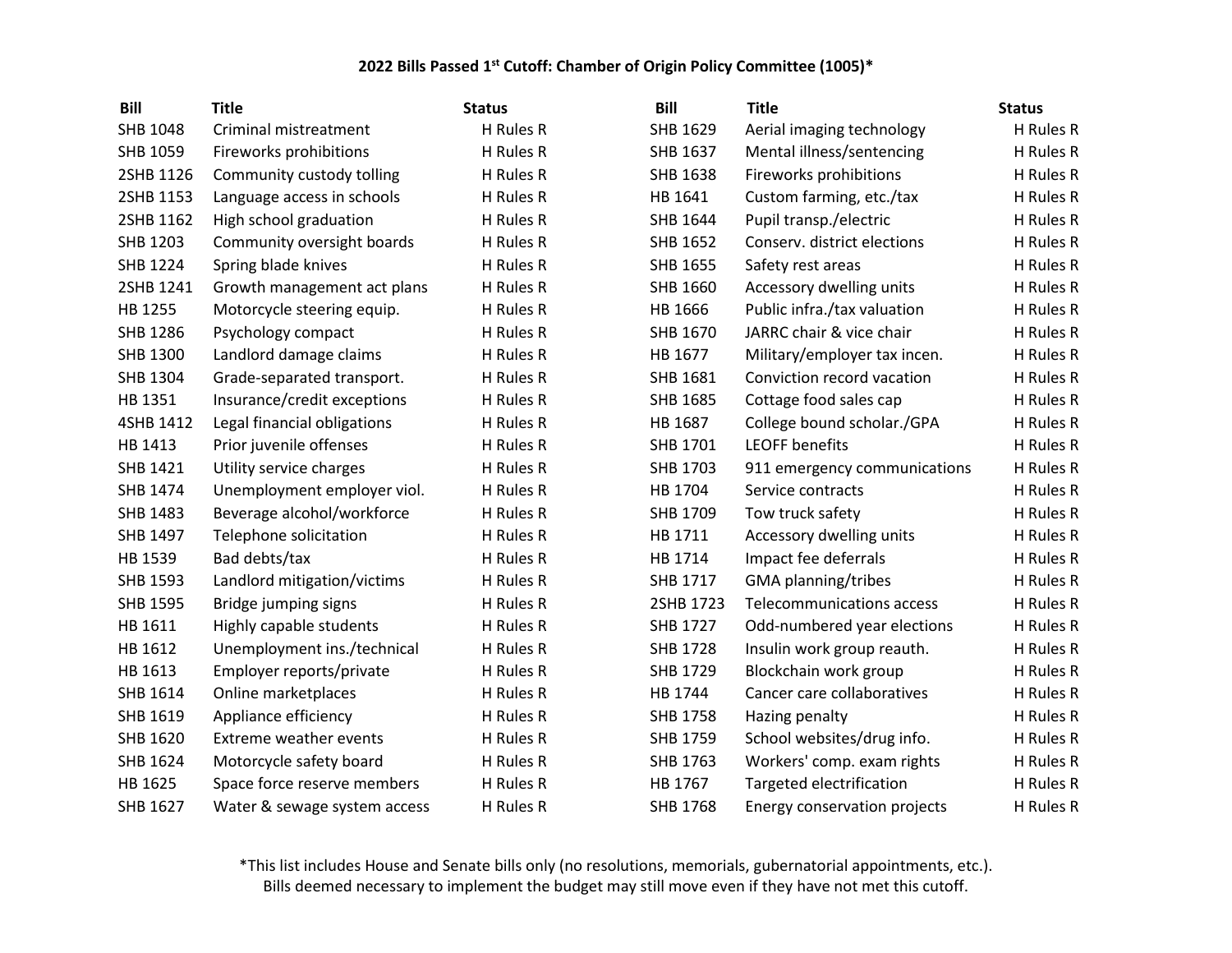**2022 Bills Passed 1st Cutoff: Chamber of Origin Policy Committee (1005)***

| Bill | Title | Status |
|---|---|---|
| SHB 1048 | Criminal mistreatment | H Rules R |
| SHB 1059 | Fireworks prohibitions | H Rules R |
| 2SHB 1126 | Community custody tolling | H Rules R |
| 2SHB 1153 | Language access in schools | H Rules R |
| 2SHB 1162 | High school graduation | H Rules R |
| SHB 1203 | Community oversight boards | H Rules R |
| SHB 1224 | Spring blade knives | H Rules R |
| 2SHB 1241 | Growth management act plans | H Rules R |
| HB 1255 | Motorcycle steering equip. | H Rules R |
| SHB 1286 | Psychology compact | H Rules R |
| SHB 1300 | Landlord damage claims | H Rules R |
| SHB 1304 | Grade-separated transport. | H Rules R |
| HB 1351 | Insurance/credit exceptions | H Rules R |
| 4SHB 1412 | Legal financial obligations | H Rules R |
| HB 1413 | Prior juvenile offenses | H Rules R |
| SHB 1421 | Utility service charges | H Rules R |
| SHB 1474 | Unemployment employer viol. | H Rules R |
| SHB 1483 | Beverage alcohol/workforce | H Rules R |
| SHB 1497 | Telephone solicitation | H Rules R |
| HB 1539 | Bad debts/tax | H Rules R |
| SHB 1593 | Landlord mitigation/victims | H Rules R |
| SHB 1595 | Bridge jumping signs | H Rules R |
| HB 1611 | Highly capable students | H Rules R |
| HB 1612 | Unemployment ins./technical | H Rules R |
| HB 1613 | Employer reports/private | H Rules R |
| SHB 1614 | Online marketplaces | H Rules R |
| SHB 1619 | Appliance efficiency | H Rules R |
| SHB 1620 | Extreme weather events | H Rules R |
| SHB 1624 | Motorcycle safety board | H Rules R |
| HB 1625 | Space force reserve members | H Rules R |
| SHB 1627 | Water & sewage system access | H Rules R |
| SHB 1629 | Aerial imaging technology | H Rules R |
| SHB 1637 | Mental illness/sentencing | H Rules R |
| SHB 1638 | Fireworks prohibitions | H Rules R |
| HB 1641 | Custom farming, etc./tax | H Rules R |
| SHB 1644 | Pupil transp./electric | H Rules R |
| SHB 1652 | Conserv. district elections | H Rules R |
| SHB 1655 | Safety rest areas | H Rules R |
| SHB 1660 | Accessory dwelling units | H Rules R |
| HB 1666 | Public infra./tax valuation | H Rules R |
| SHB 1670 | JARRC chair & vice chair | H Rules R |
| HB 1677 | Military/employer tax incen. | H Rules R |
| SHB 1681 | Conviction record vacation | H Rules R |
| SHB 1685 | Cottage food sales cap | H Rules R |
| HB 1687 | College bound scholar./GPA | H Rules R |
| SHB 1701 | LEOFF benefits | H Rules R |
| SHB 1703 | 911 emergency communications | H Rules R |
| HB 1704 | Service contracts | H Rules R |
| SHB 1709 | Tow truck safety | H Rules R |
| HB 1711 | Accessory dwelling units | H Rules R |
| HB 1714 | Impact fee deferrals | H Rules R |
| SHB 1717 | GMA planning/tribes | H Rules R |
| 2SHB 1723 | Telecommunications access | H Rules R |
| SHB 1727 | Odd-numbered year elections | H Rules R |
| SHB 1728 | Insulin work group reauth. | H Rules R |
| SHB 1729 | Blockchain work group | H Rules R |
| HB 1744 | Cancer care collaboratives | H Rules R |
| SHB 1758 | Hazing penalty | H Rules R |
| SHB 1759 | School websites/drug info. | H Rules R |
| SHB 1763 | Workers' comp. exam rights | H Rules R |
| HB 1767 | Targeted electrification | H Rules R |
| SHB 1768 | Energy conservation projects | H Rules R |

*This list includes House and Senate bills only (no resolutions, memorials, gubernatorial appointments, etc.).
Bills deemed necessary to implement the budget may still move even if they have not met this cutoff.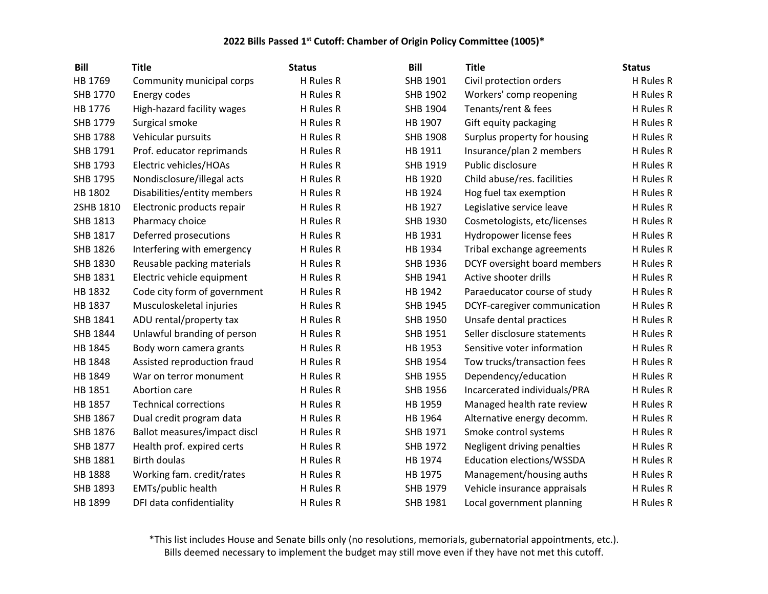# 2022 Bills Passed 1st Cutoff: Chamber of Origin Policy Committee (1005)*

| Bill | Title | Status |
|---|---|---|
| HB 1769 | Community municipal corps | H Rules R |
| SHB 1770 | Energy codes | H Rules R |
| HB 1776 | High-hazard facility wages | H Rules R |
| SHB 1779 | Surgical smoke | H Rules R |
| SHB 1788 | Vehicular pursuits | H Rules R |
| SHB 1791 | Prof. educator reprimands | H Rules R |
| SHB 1793 | Electric vehicles/HOAs | H Rules R |
| SHB 1795 | Nondisclosure/illegal acts | H Rules R |
| HB 1802 | Disabilities/entity members | H Rules R |
| 2SHB 1810 | Electronic products repair | H Rules R |
| SHB 1813 | Pharmacy choice | H Rules R |
| SHB 1817 | Deferred prosecutions | H Rules R |
| SHB 1826 | Interfering with emergency | H Rules R |
| SHB 1830 | Reusable packing materials | H Rules R |
| SHB 1831 | Electric vehicle equipment | H Rules R |
| HB 1832 | Code city form of government | H Rules R |
| HB 1837 | Musculoskeletal injuries | H Rules R |
| SHB 1841 | ADU rental/property tax | H Rules R |
| SHB 1844 | Unlawful branding of person | H Rules R |
| HB 1845 | Body worn camera grants | H Rules R |
| HB 1848 | Assisted reproduction fraud | H Rules R |
| HB 1849 | War on terror monument | H Rules R |
| HB 1851 | Abortion care | H Rules R |
| HB 1857 | Technical corrections | H Rules R |
| SHB 1867 | Dual credit program data | H Rules R |
| SHB 1876 | Ballot measures/impact discl | H Rules R |
| SHB 1877 | Health prof. expired certs | H Rules R |
| SHB 1881 | Birth doulas | H Rules R |
| HB 1888 | Working fam. credit/rates | H Rules R |
| SHB 1893 | EMTs/public health | H Rules R |
| HB 1899 | DFI data confidentiality | H Rules R |
| SHB 1901 | Civil protection orders | H Rules R |
| SHB 1902 | Workers' comp reopening | H Rules R |
| SHB 1904 | Tenants/rent & fees | H Rules R |
| HB 1907 | Gift equity packaging | H Rules R |
| SHB 1908 | Surplus property for housing | H Rules R |
| HB 1911 | Insurance/plan 2 members | H Rules R |
| SHB 1919 | Public disclosure | H Rules R |
| HB 1920 | Child abuse/res. facilities | H Rules R |
| HB 1924 | Hog fuel tax exemption | H Rules R |
| HB 1927 | Legislative service leave | H Rules R |
| SHB 1930 | Cosmetologists, etc/licenses | H Rules R |
| HB 1931 | Hydropower license fees | H Rules R |
| HB 1934 | Tribal exchange agreements | H Rules R |
| SHB 1936 | DCYF oversight board members | H Rules R |
| SHB 1941 | Active shooter drills | H Rules R |
| HB 1942 | Paraeducator course of study | H Rules R |
| SHB 1945 | DCYF-caregiver communication | H Rules R |
| SHB 1950 | Unsafe dental practices | H Rules R |
| SHB 1951 | Seller disclosure statements | H Rules R |
| HB 1953 | Sensitive voter information | H Rules R |
| SHB 1954 | Tow trucks/transaction fees | H Rules R |
| SHB 1955 | Dependency/education | H Rules R |
| SHB 1956 | Incarcerated individuals/PRA | H Rules R |
| HB 1959 | Managed health rate review | H Rules R |
| HB 1964 | Alternative energy decomm. | H Rules R |
| SHB 1971 | Smoke control systems | H Rules R |
| SHB 1972 | Negligent driving penalties | H Rules R |
| HB 1974 | Education elections/WSSDA | H Rules R |
| HB 1975 | Management/housing auths | H Rules R |
| SHB 1979 | Vehicle insurance appraisals | H Rules R |
| SHB 1981 | Local government planning | H Rules R |

*This list includes House and Senate bills only (no resolutions, memorials, gubernatorial appointments, etc.). Bills deemed necessary to implement the budget may still move even if they have not met this cutoff.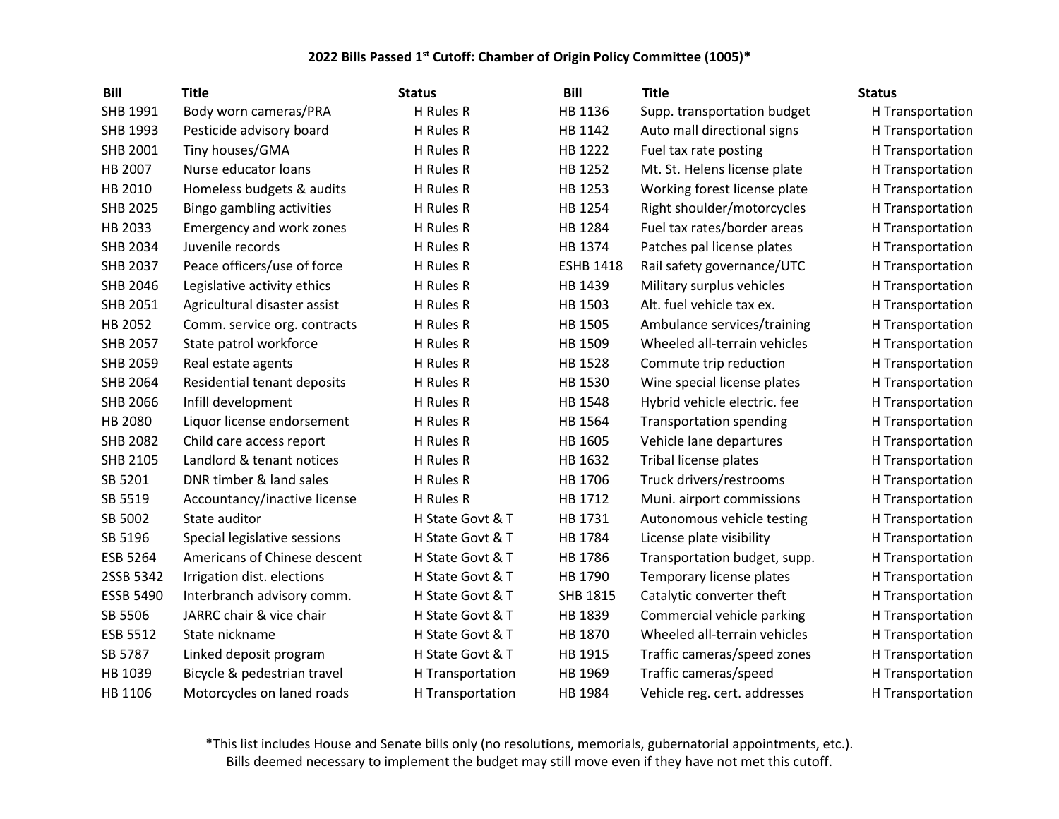**2022 Bills Passed 1st Cutoff: Chamber of Origin Policy Committee (1005)***

| Bill | Title | Status | Bill | Title | Status |
|---|---|---|---|---|---|
| SHB 1991 | Body worn cameras/PRA | H Rules R | HB 1136 | Supp. transportation budget | H Transportation |
| SHB 1993 | Pesticide advisory board | H Rules R | HB 1142 | Auto mall directional signs | H Transportation |
| SHB 2001 | Tiny houses/GMA | H Rules R | HB 1222 | Fuel tax rate posting | H Transportation |
| HB 2007 | Nurse educator loans | H Rules R | HB 1252 | Mt. St. Helens license plate | H Transportation |
| HB 2010 | Homeless budgets & audits | H Rules R | HB 1253 | Working forest license plate | H Transportation |
| SHB 2025 | Bingo gambling activities | H Rules R | HB 1254 | Right shoulder/motorcycles | H Transportation |
| HB 2033 | Emergency and work zones | H Rules R | HB 1284 | Fuel tax rates/border areas | H Transportation |
| SHB 2034 | Juvenile records | H Rules R | HB 1374 | Patches pal license plates | H Transportation |
| SHB 2037 | Peace officers/use of force | H Rules R | ESHB 1418 | Rail safety governance/UTC | H Transportation |
| SHB 2046 | Legislative activity ethics | H Rules R | HB 1439 | Military surplus vehicles | H Transportation |
| SHB 2051 | Agricultural disaster assist | H Rules R | HB 1503 | Alt. fuel vehicle tax ex. | H Transportation |
| HB 2052 | Comm. service org. contracts | H Rules R | HB 1505 | Ambulance services/training | H Transportation |
| SHB 2057 | State patrol workforce | H Rules R | HB 1509 | Wheeled all-terrain vehicles | H Transportation |
| SHB 2059 | Real estate agents | H Rules R | HB 1528 | Commute trip reduction | H Transportation |
| SHB 2064 | Residential tenant deposits | H Rules R | HB 1530 | Wine special license plates | H Transportation |
| SHB 2066 | Infill development | H Rules R | HB 1548 | Hybrid vehicle electric. fee | H Transportation |
| HB 2080 | Liquor license endorsement | H Rules R | HB 1564 | Transportation spending | H Transportation |
| SHB 2082 | Child care access report | H Rules R | HB 1605 | Vehicle lane departures | H Transportation |
| SHB 2105 | Landlord & tenant notices | H Rules R | HB 1632 | Tribal license plates | H Transportation |
| SB 5201 | DNR timber & land sales | H Rules R | HB 1706 | Truck drivers/restrooms | H Transportation |
| SB 5519 | Accountancy/inactive license | H Rules R | HB 1712 | Muni. airport commissions | H Transportation |
| SB 5002 | State auditor | H State Govt & T | HB 1731 | Autonomous vehicle testing | H Transportation |
| SB 5196 | Special legislative sessions | H State Govt & T | HB 1784 | License plate visibility | H Transportation |
| ESB 5264 | Americans of Chinese descent | H State Govt & T | HB 1786 | Transportation budget, supp. | H Transportation |
| 2SSB 5342 | Irrigation dist. elections | H State Govt & T | HB 1790 | Temporary license plates | H Transportation |
| ESSB 5490 | Interbranch advisory comm. | H State Govt & T | SHB 1815 | Catalytic converter theft | H Transportation |
| SB 5506 | JARRC chair & vice chair | H State Govt & T | HB 1839 | Commercial vehicle parking | H Transportation |
| ESB 5512 | State nickname | H State Govt & T | HB 1870 | Wheeled all-terrain vehicles | H Transportation |
| SB 5787 | Linked deposit program | H State Govt & T | HB 1915 | Traffic cameras/speed zones | H Transportation |
| HB 1039 | Bicycle & pedestrian travel | H Transportation | HB 1969 | Traffic cameras/speed | H Transportation |
| HB 1106 | Motorcycles on laned roads | H Transportation | HB 1984 | Vehicle reg. cert. addresses | H Transportation |

*This list includes House and Senate bills only (no resolutions, memorials, gubernatorial appointments, etc.). Bills deemed necessary to implement the budget may still move even if they have not met this cutoff.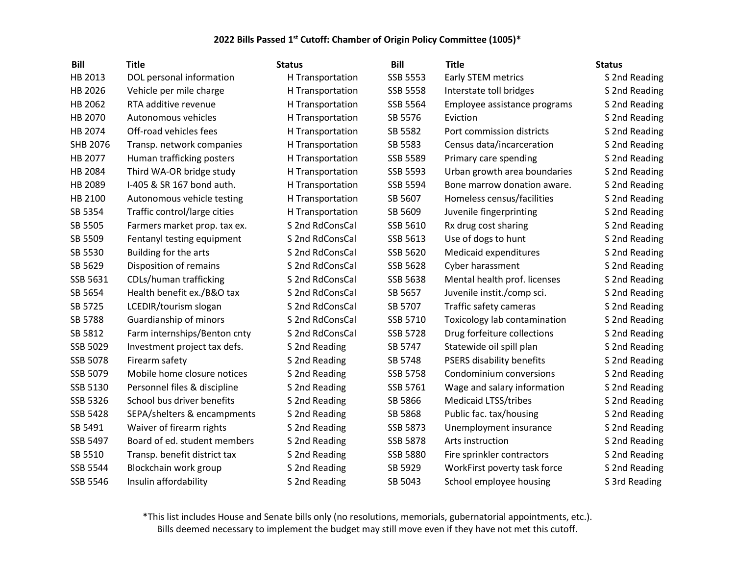**2022 Bills Passed 1st Cutoff: Chamber of Origin Policy Committee (1005)***

| Bill | Title | Status | Bill | Title | Status |
|---|---|---|---|---|---|
| HB 2013 | DOL personal information | H Transportation | SSB 5553 | Early STEM metrics | S 2nd Reading |
| HB 2026 | Vehicle per mile charge | H Transportation | SSB 5558 | Interstate toll bridges | S 2nd Reading |
| HB 2062 | RTA additive revenue | H Transportation | SSB 5564 | Employee assistance programs | S 2nd Reading |
| HB 2070 | Autonomous vehicles | H Transportation | SB 5576 | Eviction | S 2nd Reading |
| HB 2074 | Off-road vehicles fees | H Transportation | SB 5582 | Port commission districts | S 2nd Reading |
| SHB 2076 | Transp. network companies | H Transportation | SB 5583 | Census data/incarceration | S 2nd Reading |
| HB 2077 | Human trafficking posters | H Transportation | SSB 5589 | Primary care spending | S 2nd Reading |
| HB 2084 | Third WA-OR bridge study | H Transportation | SSB 5593 | Urban growth area boundaries | S 2nd Reading |
| HB 2089 | I-405 & SR 167 bond auth. | H Transportation | SSB 5594 | Bone marrow donation aware. | S 2nd Reading |
| HB 2100 | Autonomous vehicle testing | H Transportation | SB 5607 | Homeless census/facilities | S 2nd Reading |
| SB 5354 | Traffic control/large cities | H Transportation | SB 5609 | Juvenile fingerprinting | S 2nd Reading |
| SB 5505 | Farmers market prop. tax ex. | S 2nd RdConsCal | SSB 5610 | Rx drug cost sharing | S 2nd Reading |
| SB 5509 | Fentanyl testing equipment | S 2nd RdConsCal | SSB 5613 | Use of dogs to hunt | S 2nd Reading |
| SB 5530 | Building for the arts | S 2nd RdConsCal | SSB 5620 | Medicaid expenditures | S 2nd Reading |
| SB 5629 | Disposition of remains | S 2nd RdConsCal | SSB 5628 | Cyber harassment | S 2nd Reading |
| SSB 5631 | CDLs/human trafficking | S 2nd RdConsCal | SSB 5638 | Mental health prof. licenses | S 2nd Reading |
| SB 5654 | Health benefit ex./B&O tax | S 2nd RdConsCal | SB 5657 | Juvenile instit./comp sci. | S 2nd Reading |
| SB 5725 | LCEDIR/tourism slogan | S 2nd RdConsCal | SB 5707 | Traffic safety cameras | S 2nd Reading |
| SB 5788 | Guardianship of minors | S 2nd RdConsCal | SSB 5710 | Toxicology lab contamination | S 2nd Reading |
| SB 5812 | Farm internships/Benton cnty | S 2nd RdConsCal | SSB 5728 | Drug forfeiture collections | S 2nd Reading |
| SSB 5029 | Investment project tax defs. | S 2nd Reading | SB 5747 | Statewide oil spill plan | S 2nd Reading |
| SSB 5078 | Firearm safety | S 2nd Reading | SB 5748 | PSERS disability benefits | S 2nd Reading |
| SSB 5079 | Mobile home closure notices | S 2nd Reading | SSB 5758 | Condominium conversions | S 2nd Reading |
| SSB 5130 | Personnel files & discipline | S 2nd Reading | SSB 5761 | Wage and salary information | S 2nd Reading |
| SSB 5326 | School bus driver benefits | S 2nd Reading | SB 5866 | Medicaid LTSS/tribes | S 2nd Reading |
| SSB 5428 | SEPA/shelters & encampments | S 2nd Reading | SB 5868 | Public fac. tax/housing | S 2nd Reading |
| SB 5491 | Waiver of firearm rights | S 2nd Reading | SSB 5873 | Unemployment insurance | S 2nd Reading |
| SSB 5497 | Board of ed. student members | S 2nd Reading | SSB 5878 | Arts instruction | S 2nd Reading |
| SB 5510 | Transp. benefit district tax | S 2nd Reading | SSB 5880 | Fire sprinkler contractors | S 2nd Reading |
| SSB 5544 | Blockchain work group | S 2nd Reading | SB 5929 | WorkFirst poverty task force | S 2nd Reading |
| SSB 5546 | Insulin affordability | S 2nd Reading | SB 5043 | School employee housing | S 3rd Reading |

*This list includes House and Senate bills only (no resolutions, memorials, gubernatorial appointments, etc.). Bills deemed necessary to implement the budget may still move even if they have not met this cutoff.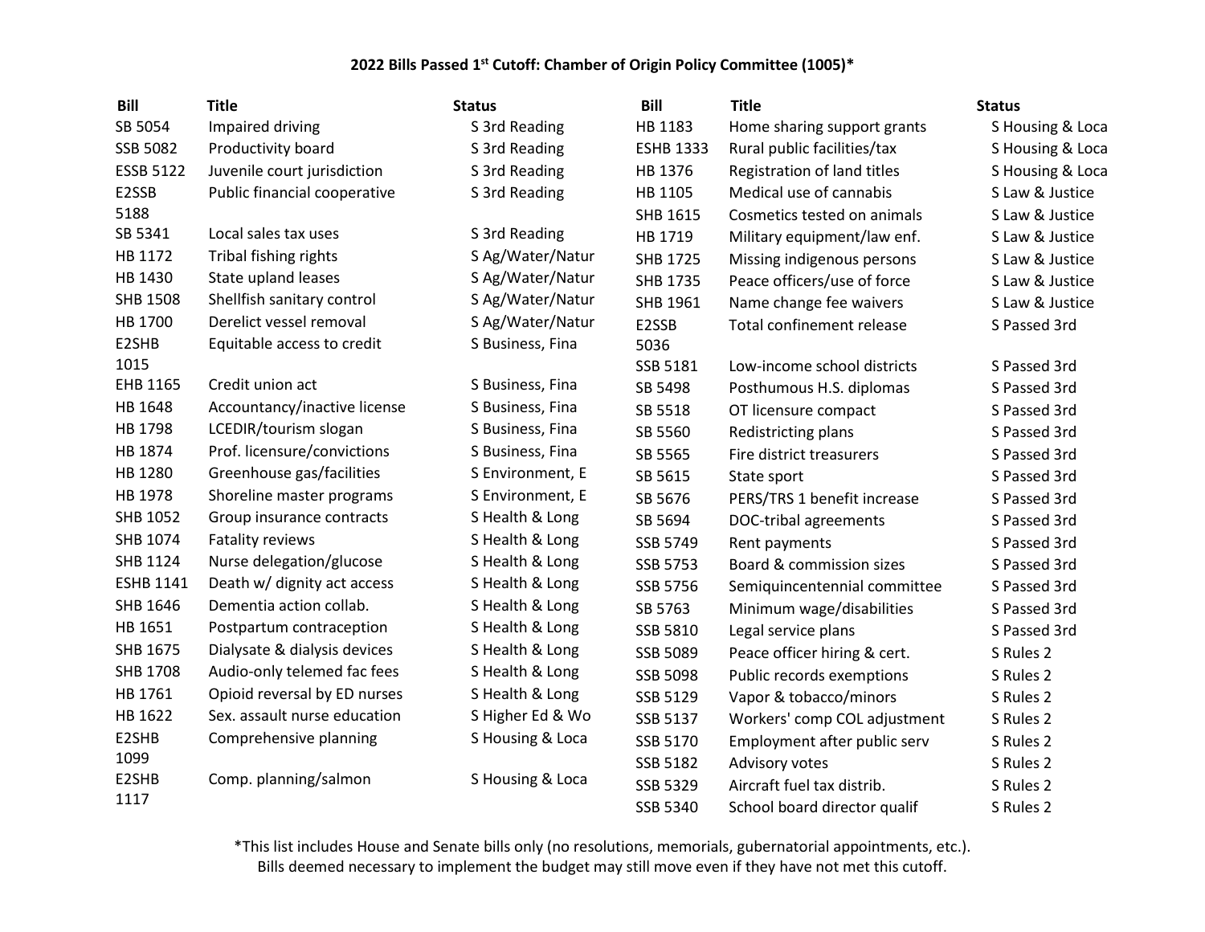# 2022 Bills Passed 1st Cutoff: Chamber of Origin Policy Committee (1005)*

| Bill | Title | Status |
|---|---|---|
| SB 5054 | Impaired driving | S 3rd Reading |
| SSB 5082 | Productivity board | S 3rd Reading |
| ESSB 5122 | Juvenile court jurisdiction | S 3rd Reading |
| E2SSB 5188 | Public financial cooperative | S 3rd Reading |
| SB 5341 | Local sales tax uses | S 3rd Reading |
| HB 1172 | Tribal fishing rights | S Ag/Water/Natur |
| HB 1430 | State upland leases | S Ag/Water/Natur |
| SHB 1508 | Shellfish sanitary control | S Ag/Water/Natur |
| HB 1700 | Derelict vessel removal | S Ag/Water/Natur |
| E2SHB 1015 | Equitable access to credit | S Business, Fina |
| EHB 1165 | Credit union act | S Business, Fina |
| HB 1648 | Accountancy/inactive license | S Business, Fina |
| HB 1798 | LCEDIR/tourism slogan | S Business, Fina |
| HB 1874 | Prof. licensure/convictions | S Business, Fina |
| HB 1280 | Greenhouse gas/facilities | S Environment, E |
| HB 1978 | Shoreline master programs | S Environment, E |
| SHB 1052 | Group insurance contracts | S Health & Long |
| SHB 1074 | Fatality reviews | S Health & Long |
| SHB 1124 | Nurse delegation/glucose | S Health & Long |
| ESHB 1141 | Death w/ dignity act access | S Health & Long |
| SHB 1646 | Dementia action collab. | S Health & Long |
| HB 1651 | Postpartum contraception | S Health & Long |
| SHB 1675 | Dialysate & dialysis devices | S Health & Long |
| SHB 1708 | Audio-only telemed fac fees | S Health & Long |
| HB 1761 | Opioid reversal by ED nurses | S Health & Long |
| HB 1622 | Sex. assault nurse education | S Higher Ed & Wo |
| E2SHB 1099 | Comprehensive planning | S Housing & Loca |
| E2SHB 1117 | Comp. planning/salmon | S Housing & Loca |
| HB 1183 | Home sharing support grants | S Housing & Loca |
| ESHB 1333 | Rural public facilities/tax | S Housing & Loca |
| HB 1376 | Registration of land titles | S Housing & Loca |
| HB 1105 | Medical use of cannabis | S Law & Justice |
| SHB 1615 | Cosmetics tested on animals | S Law & Justice |
| HB 1719 | Military equipment/law enf. | S Law & Justice |
| SHB 1725 | Missing indigenous persons | S Law & Justice |
| SHB 1735 | Peace officers/use of force | S Law & Justice |
| SHB 1961 | Name change fee waivers | S Law & Justice |
| E2SSB 5036 | Total confinement release | S Passed 3rd |
| SSB 5181 | Low-income school districts | S Passed 3rd |
| SB 5498 | Posthumous H.S. diplomas | S Passed 3rd |
| SB 5518 | OT licensure compact | S Passed 3rd |
| SB 5560 | Redistricting plans | S Passed 3rd |
| SB 5565 | Fire district treasurers | S Passed 3rd |
| SB 5615 | State sport | S Passed 3rd |
| SB 5676 | PERS/TRS 1 benefit increase | S Passed 3rd |
| SB 5694 | DOC-tribal agreements | S Passed 3rd |
| SSB 5749 | Rent payments | S Passed 3rd |
| SSB 5753 | Board & commission sizes | S Passed 3rd |
| SSB 5756 | Semiquincentennial committee | S Passed 3rd |
| SB 5763 | Minimum wage/disabilities | S Passed 3rd |
| SSB 5810 | Legal service plans | S Passed 3rd |
| SSB 5089 | Peace officer hiring & cert. | S Rules 2 |
| SSB 5098 | Public records exemptions | S Rules 2 |
| SSB 5129 | Vapor & tobacco/minors | S Rules 2 |
| SSB 5137 | Workers' comp COL adjustment | S Rules 2 |
| SSB 5170 | Employment after public serv | S Rules 2 |
| SSB 5182 | Advisory votes | S Rules 2 |
| SSB 5329 | Aircraft fuel tax distrib. | S Rules 2 |
| SSB 5340 | School board director qualif | S Rules 2 |

*This list includes House and Senate bills only (no resolutions, memorials, gubernatorial appointments, etc.). Bills deemed necessary to implement the budget may still move even if they have not met this cutoff.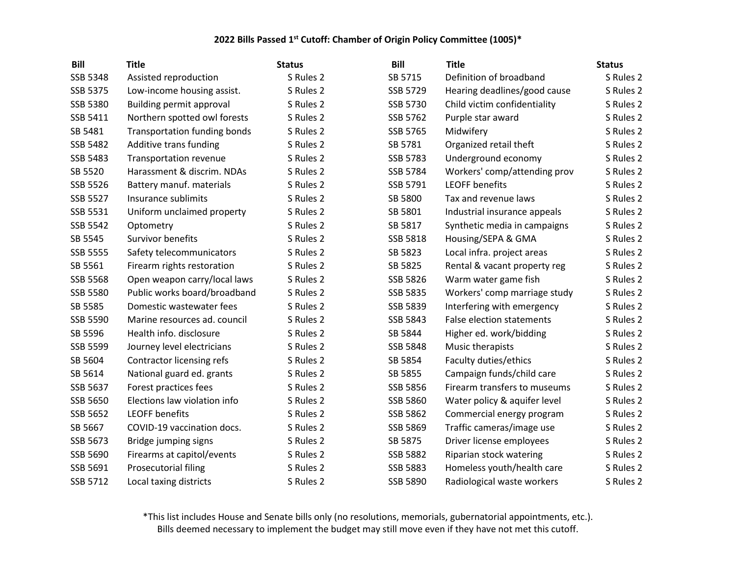# 2022 Bills Passed 1st Cutoff: Chamber of Origin Policy Committee (1005)*

| Bill | Title | Status |
|---|---|---|
| SSB 5348 | Assisted reproduction | S Rules 2 |
| SSB 5375 | Low-income housing assist. | S Rules 2 |
| SSB 5380 | Building permit approval | S Rules 2 |
| SSB 5411 | Northern spotted owl forests | S Rules 2 |
| SB 5481 | Transportation funding bonds | S Rules 2 |
| SSB 5482 | Additive trans funding | S Rules 2 |
| SSB 5483 | Transportation revenue | S Rules 2 |
| SB 5520 | Harassment & discrim. NDAs | S Rules 2 |
| SSB 5526 | Battery manuf. materials | S Rules 2 |
| SSB 5527 | Insurance sublimits | S Rules 2 |
| SSB 5531 | Uniform unclaimed property | S Rules 2 |
| SSB 5542 | Optometry | S Rules 2 |
| SB 5545 | Survivor benefits | S Rules 2 |
| SSB 5555 | Safety telecommunicators | S Rules 2 |
| SB 5561 | Firearm rights restoration | S Rules 2 |
| SSB 5568 | Open weapon carry/local laws | S Rules 2 |
| SSB 5580 | Public works board/broadband | S Rules 2 |
| SB 5585 | Domestic wastewater fees | S Rules 2 |
| SSB 5590 | Marine resources ad. council | S Rules 2 |
| SB 5596 | Health info. disclosure | S Rules 2 |
| SSB 5599 | Journey level electricians | S Rules 2 |
| SB 5604 | Contractor licensing refs | S Rules 2 |
| SB 5614 | National guard ed. grants | S Rules 2 |
| SSB 5637 | Forest practices fees | S Rules 2 |
| SSB 5650 | Elections law violation info | S Rules 2 |
| SSB 5652 | LEOFF benefits | S Rules 2 |
| SB 5667 | COVID-19 vaccination docs. | S Rules 2 |
| SSB 5673 | Bridge jumping signs | S Rules 2 |
| SSB 5690 | Firearms at capitol/events | S Rules 2 |
| SSB 5691 | Prosecutorial filing | S Rules 2 |
| SSB 5712 | Local taxing districts | S Rules 2 |
| SB 5715 | Definition of broadband | S Rules 2 |
| SSB 5729 | Hearing deadlines/good cause | S Rules 2 |
| SSB 5730 | Child victim confidentiality | S Rules 2 |
| SSB 5762 | Purple star award | S Rules 2 |
| SSB 5765 | Midwifery | S Rules 2 |
| SB 5781 | Organized retail theft | S Rules 2 |
| SSB 5783 | Underground economy | S Rules 2 |
| SSB 5784 | Workers' comp/attending prov | S Rules 2 |
| SSB 5791 | LEOFF benefits | S Rules 2 |
| SB 5800 | Tax and revenue laws | S Rules 2 |
| SB 5801 | Industrial insurance appeals | S Rules 2 |
| SB 5817 | Synthetic media in campaigns | S Rules 2 |
| SSB 5818 | Housing/SEPA & GMA | S Rules 2 |
| SB 5823 | Local infra. project areas | S Rules 2 |
| SB 5825 | Rental & vacant property reg | S Rules 2 |
| SSB 5826 | Warm water game fish | S Rules 2 |
| SSB 5835 | Workers' comp marriage study | S Rules 2 |
| SSB 5839 | Interfering with emergency | S Rules 2 |
| SSB 5843 | False election statements | S Rules 2 |
| SB 5844 | Higher ed. work/bidding | S Rules 2 |
| SSB 5848 | Music therapists | S Rules 2 |
| SB 5854 | Faculty duties/ethics | S Rules 2 |
| SB 5855 | Campaign funds/child care | S Rules 2 |
| SSB 5856 | Firearm transfers to museums | S Rules 2 |
| SSB 5860 | Water policy & aquifer level | S Rules 2 |
| SSB 5862 | Commercial energy program | S Rules 2 |
| SSB 5869 | Traffic cameras/image use | S Rules 2 |
| SB 5875 | Driver license employees | S Rules 2 |
| SSB 5882 | Riparian stock watering | S Rules 2 |
| SSB 5883 | Homeless youth/health care | S Rules 2 |
| SSB 5890 | Radiological waste workers | S Rules 2 |

*This list includes House and Senate bills only (no resolutions, memorials, gubernatorial appointments, etc.).
Bills deemed necessary to implement the budget may still move even if they have not met this cutoff.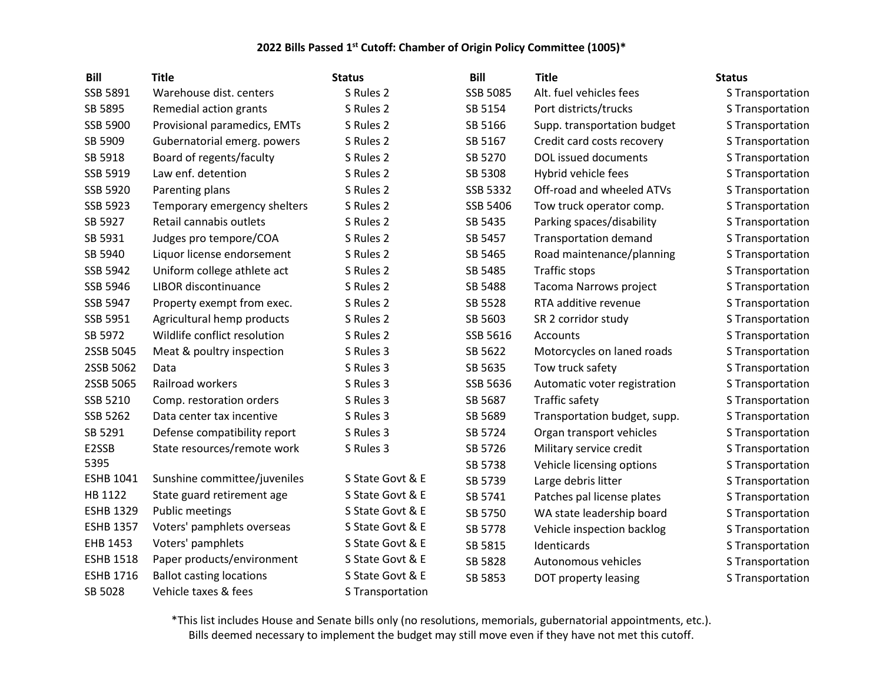## 2022 Bills Passed 1st Cutoff: Chamber of Origin Policy Committee (1005)*

| Bill | Title | Status |
| --- | --- | --- |
| SSB 5891 | Warehouse dist. centers | S Rules 2 |
| SB 5895 | Remedial action grants | S Rules 2 |
| SSB 5900 | Provisional paramedics, EMTs | S Rules 2 |
| SB 5909 | Gubernatorial emerg. powers | S Rules 2 |
| SB 5918 | Board of regents/faculty | S Rules 2 |
| SSB 5919 | Law enf. detention | S Rules 2 |
| SSB 5920 | Parenting plans | S Rules 2 |
| SSB 5923 | Temporary emergency shelters | S Rules 2 |
| SB 5927 | Retail cannabis outlets | S Rules 2 |
| SB 5931 | Judges pro tempore/COA | S Rules 2 |
| SB 5940 | Liquor license endorsement | S Rules 2 |
| SSB 5942 | Uniform college athlete act | S Rules 2 |
| SSB 5946 | LIBOR discontinuance | S Rules 2 |
| SSB 5947 | Property exempt from exec. | S Rules 2 |
| SSB 5951 | Agricultural hemp products | S Rules 2 |
| SB 5972 | Wildlife conflict resolution | S Rules 2 |
| 2SSB 5045 | Meat & poultry inspection | S Rules 3 |
| 2SSB 5062 | Data | S Rules 3 |
| 2SSB 5065 | Railroad workers | S Rules 3 |
| SSB 5210 | Comp. restoration orders | S Rules 3 |
| SSB 5262 | Data center tax incentive | S Rules 3 |
| SB 5291 | Defense compatibility report | S Rules 3 |
| E2SSB 5395 | State resources/remote work | S Rules 3 |
| ESHB 1041 | Sunshine committee/juveniles | S State Govt & E |
| HB 1122 | State guard retirement age | S State Govt & E |
| ESHB 1329 | Public meetings | S State Govt & E |
| ESHB 1357 | Voters' pamphlets overseas | S State Govt & E |
| EHB 1453 | Voters' pamphlets | S State Govt & E |
| ESHB 1518 | Paper products/environment | S State Govt & E |
| ESHB 1716 | Ballot casting locations | S State Govt & E |
| SB 5028 | Vehicle taxes & fees | S Transportation |
| SSB 5085 | Alt. fuel vehicles fees | S Transportation |
| SB 5154 | Port districts/trucks | S Transportation |
| SB 5166 | Supp. transportation budget | S Transportation |
| SB 5167 | Credit card costs recovery | S Transportation |
| SB 5270 | DOL issued documents | S Transportation |
| SB 5308 | Hybrid vehicle fees | S Transportation |
| SSB 5332 | Off-road and wheeled ATVs | S Transportation |
| SSB 5406 | Tow truck operator comp. | S Transportation |
| SB 5435 | Parking spaces/disability | S Transportation |
| SB 5457 | Transportation demand | S Transportation |
| SB 5465 | Road maintenance/planning | S Transportation |
| SB 5485 | Traffic stops | S Transportation |
| SB 5488 | Tacoma Narrows project | S Transportation |
| SB 5528 | RTA additive revenue | S Transportation |
| SB 5603 | SR 2 corridor study | S Transportation |
| SSB 5616 | Accounts | S Transportation |
| SB 5622 | Motorcycles on laned roads | S Transportation |
| SB 5635 | Tow truck safety | S Transportation |
| SSB 5636 | Automatic voter registration | S Transportation |
| SB 5687 | Traffic safety | S Transportation |
| SB 5689 | Transportation budget, supp. | S Transportation |
| SB 5724 | Organ transport vehicles | S Transportation |
| SB 5726 | Military service credit | S Transportation |
| SB 5738 | Vehicle licensing options | S Transportation |
| SB 5739 | Large debris litter | S Transportation |
| SB 5741 | Patches pal license plates | S Transportation |
| SB 5750 | WA state leadership board | S Transportation |
| SB 5778 | Vehicle inspection backlog | S Transportation |
| SB 5815 | Identicards | S Transportation |
| SB 5828 | Autonomous vehicles | S Transportation |
| SB 5853 | DOT property leasing | S Transportation |

*This list includes House and Senate bills only (no resolutions, memorials, gubernatorial appointments, etc.).
Bills deemed necessary to implement the budget may still move even if they have not met this cutoff.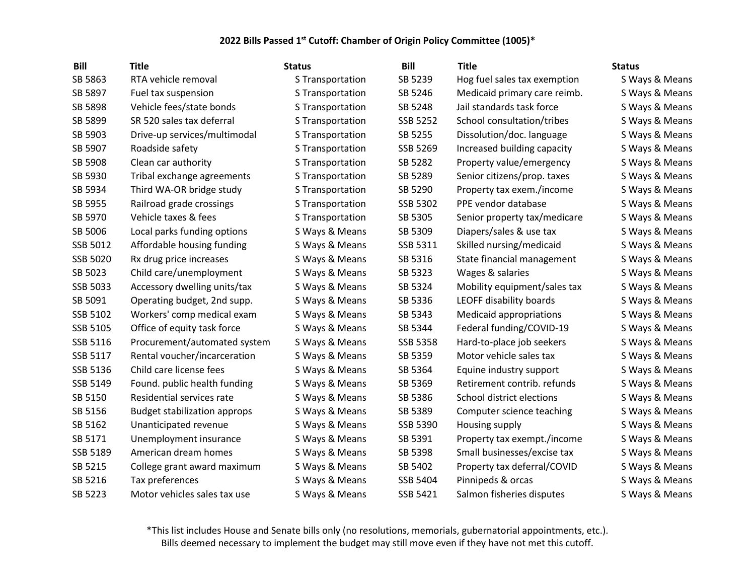### 2022 Bills Passed 1st Cutoff: Chamber of Origin Policy Committee (1005)*

| Bill | Title | Status |
|---|---|---|
| SB 5863 | RTA vehicle removal | S Transportation |
| SB 5897 | Fuel tax suspension | S Transportation |
| SB 5898 | Vehicle fees/state bonds | S Transportation |
| SB 5899 | SR 520 sales tax deferral | S Transportation |
| SB 5903 | Drive-up services/multimodal | S Transportation |
| SB 5907 | Roadside safety | S Transportation |
| SB 5908 | Clean car authority | S Transportation |
| SB 5930 | Tribal exchange agreements | S Transportation |
| SB 5934 | Third WA-OR bridge study | S Transportation |
| SB 5955 | Railroad grade crossings | S Transportation |
| SB 5970 | Vehicle taxes & fees | S Transportation |
| SB 5006 | Local parks funding options | S Ways & Means |
| SSB 5012 | Affordable housing funding | S Ways & Means |
| SSB 5020 | Rx drug price increases | S Ways & Means |
| SB 5023 | Child care/unemployment | S Ways & Means |
| SSB 5033 | Accessory dwelling units/tax | S Ways & Means |
| SB 5091 | Operating budget, 2nd supp. | S Ways & Means |
| SSB 5102 | Workers' comp medical exam | S Ways & Means |
| SSB 5105 | Office of equity task force | S Ways & Means |
| SSB 5116 | Procurement/automated system | S Ways & Means |
| SSB 5117 | Rental voucher/incarceration | S Ways & Means |
| SSB 5136 | Child care license fees | S Ways & Means |
| SSB 5149 | Found. public health funding | S Ways & Means |
| SB 5150 | Residential services rate | S Ways & Means |
| SB 5156 | Budget stabilization approps | S Ways & Means |
| SB 5162 | Unanticipated revenue | S Ways & Means |
| SB 5171 | Unemployment insurance | S Ways & Means |
| SSB 5189 | American dream homes | S Ways & Means |
| SB 5215 | College grant award maximum | S Ways & Means |
| SB 5216 | Tax preferences | S Ways & Means |
| SB 5223 | Motor vehicles sales tax use | S Ways & Means |
| SB 5239 | Hog fuel sales tax exemption | S Ways & Means |
| SB 5246 | Medicaid primary care reimb. | S Ways & Means |
| SB 5248 | Jail standards task force | S Ways & Means |
| SSB 5252 | School consultation/tribes | S Ways & Means |
| SB 5255 | Dissolution/doc. language | S Ways & Means |
| SSB 5269 | Increased building capacity | S Ways & Means |
| SB 5282 | Property value/emergency | S Ways & Means |
| SB 5289 | Senior citizens/prop. taxes | S Ways & Means |
| SB 5290 | Property tax exem./income | S Ways & Means |
| SSB 5302 | PPE vendor database | S Ways & Means |
| SB 5305 | Senior property tax/medicare | S Ways & Means |
| SB 5309 | Diapers/sales & use tax | S Ways & Means |
| SSB 5311 | Skilled nursing/medicaid | S Ways & Means |
| SB 5316 | State financial management | S Ways & Means |
| SB 5323 | Wages & salaries | S Ways & Means |
| SB 5324 | Mobility equipment/sales tax | S Ways & Means |
| SB 5336 | LEOFF disability boards | S Ways & Means |
| SB 5343 | Medicaid appropriations | S Ways & Means |
| SB 5344 | Federal funding/COVID-19 | S Ways & Means |
| SSB 5358 | Hard-to-place job seekers | S Ways & Means |
| SB 5359 | Motor vehicle sales tax | S Ways & Means |
| SB 5364 | Equine industry support | S Ways & Means |
| SB 5369 | Retirement contrib. refunds | S Ways & Means |
| SB 5386 | School district elections | S Ways & Means |
| SB 5389 | Computer science teaching | S Ways & Means |
| SSB 5390 | Housing supply | S Ways & Means |
| SB 5391 | Property tax exempt./income | S Ways & Means |
| SB 5398 | Small businesses/excise tax | S Ways & Means |
| SB 5402 | Property tax deferral/COVID | S Ways & Means |
| SSB 5404 | Pinnipeds & orcas | S Ways & Means |
| SSB 5421 | Salmon fisheries disputes | S Ways & Means |

*This list includes House and Senate bills only (no resolutions, memorials, gubernatorial appointments, etc.).
Bills deemed necessary to implement the budget may still move even if they have not met this cutoff.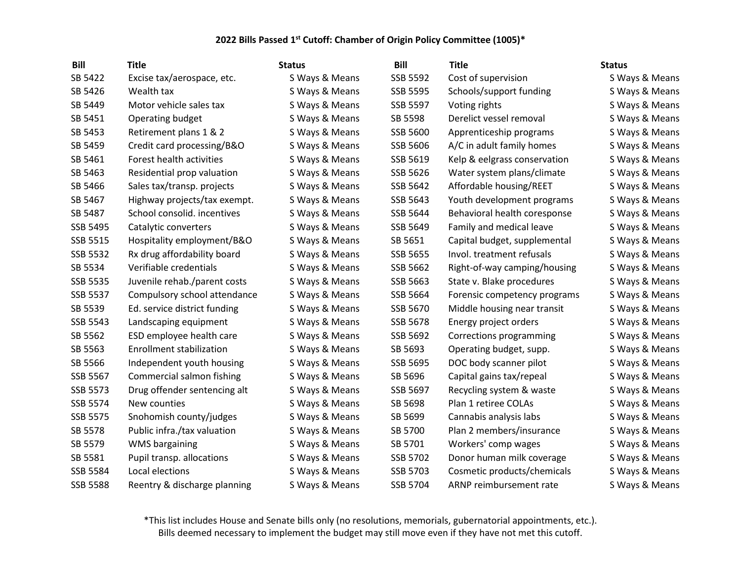**2022 Bills Passed 1st Cutoff: Chamber of Origin Policy Committee (1005)***

| Bill | Title | Status | Bill | Title | Status |
|---|---|---|---|---|---|
| SB 5422 | Excise tax/aerospace, etc. | S Ways & Means | SSB 5592 | Cost of supervision | S Ways & Means |
| SB 5426 | Wealth tax | S Ways & Means | SSB 5595 | Schools/support funding | S Ways & Means |
| SB 5449 | Motor vehicle sales tax | S Ways & Means | SSB 5597 | Voting rights | S Ways & Means |
| SB 5451 | Operating budget | S Ways & Means | SB 5598 | Derelict vessel removal | S Ways & Means |
| SB 5453 | Retirement plans 1 & 2 | S Ways & Means | SSB 5600 | Apprenticeship programs | S Ways & Means |
| SB 5459 | Credit card processing/B&O | S Ways & Means | SSB 5606 | A/C in adult family homes | S Ways & Means |
| SB 5461 | Forest health activities | S Ways & Means | SSB 5619 | Kelp & eelgrass conservation | S Ways & Means |
| SB 5463 | Residential prop valuation | S Ways & Means | SSB 5626 | Water system plans/climate | S Ways & Means |
| SB 5466 | Sales tax/transp. projects | S Ways & Means | SSB 5642 | Affordable housing/REET | S Ways & Means |
| SB 5467 | Highway projects/tax exempt. | S Ways & Means | SSB 5643 | Youth development programs | S Ways & Means |
| SB 5487 | School consolid. incentives | S Ways & Means | SSB 5644 | Behavioral health coresponse | S Ways & Means |
| SSB 5495 | Catalytic converters | S Ways & Means | SSB 5649 | Family and medical leave | S Ways & Means |
| SSB 5515 | Hospitality employment/B&O | S Ways & Means | SB 5651 | Capital budget, supplemental | S Ways & Means |
| SSB 5532 | Rx drug affordability board | S Ways & Means | SSB 5655 | Invol. treatment refusals | S Ways & Means |
| SB 5534 | Verifiable credentials | S Ways & Means | SSB 5662 | Right-of-way camping/housing | S Ways & Means |
| SSB 5535 | Juvenile rehab./parent costs | S Ways & Means | SSB 5663 | State v. Blake procedures | S Ways & Means |
| SSB 5537 | Compulsory school attendance | S Ways & Means | SSB 5664 | Forensic competency programs | S Ways & Means |
| SB 5539 | Ed. service district funding | S Ways & Means | SSB 5670 | Middle housing near transit | S Ways & Means |
| SSB 5543 | Landscaping equipment | S Ways & Means | SSB 5678 | Energy project orders | S Ways & Means |
| SB 5562 | ESD employee health care | S Ways & Means | SSB 5692 | Corrections programming | S Ways & Means |
| SB 5563 | Enrollment stabilization | S Ways & Means | SB 5693 | Operating budget, supp. | S Ways & Means |
| SB 5566 | Independent youth housing | S Ways & Means | SSB 5695 | DOC body scanner pilot | S Ways & Means |
| SSB 5567 | Commercial salmon fishing | S Ways & Means | SB 5696 | Capital gains tax/repeal | S Ways & Means |
| SSB 5573 | Drug offender sentencing alt | S Ways & Means | SSB 5697 | Recycling system & waste | S Ways & Means |
| SSB 5574 | New counties | S Ways & Means | SB 5698 | Plan 1 retiree COLAs | S Ways & Means |
| SSB 5575 | Snohomish county/judges | S Ways & Means | SB 5699 | Cannabis analysis labs | S Ways & Means |
| SB 5578 | Public infra./tax valuation | S Ways & Means | SB 5700 | Plan 2 members/insurance | S Ways & Means |
| SB 5579 | WMS bargaining | S Ways & Means | SB 5701 | Workers' comp wages | S Ways & Means |
| SB 5581 | Pupil transp. allocations | S Ways & Means | SSB 5702 | Donor human milk coverage | S Ways & Means |
| SSB 5584 | Local elections | S Ways & Means | SSB 5703 | Cosmetic products/chemicals | S Ways & Means |
| SSB 5588 | Reentry & discharge planning | S Ways & Means | SSB 5704 | ARNP reimbursement rate | S Ways & Means |

*This list includes House and Senate bills only (no resolutions, memorials, gubernatorial appointments, etc.). Bills deemed necessary to implement the budget may still move even if they have not met this cutoff.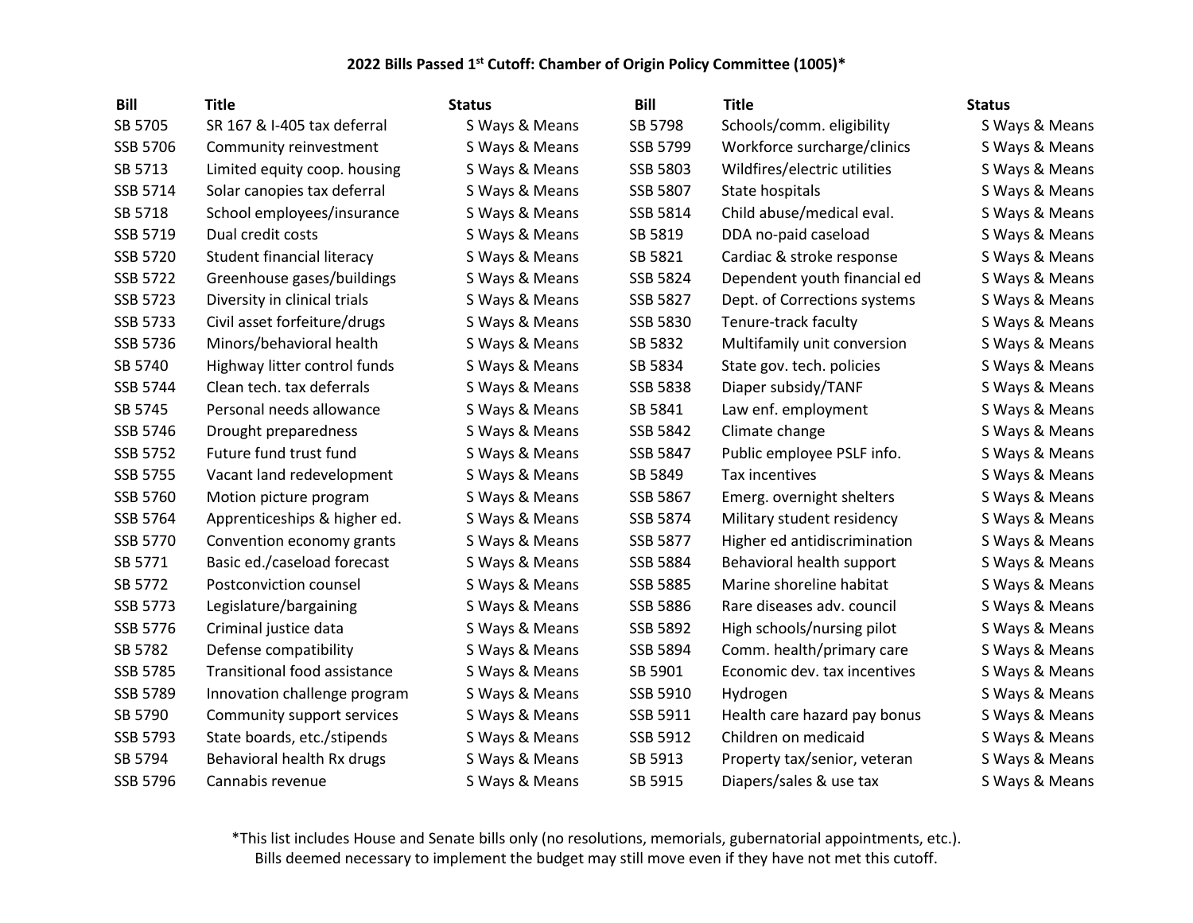**2022 Bills Passed 1st Cutoff: Chamber of Origin Policy Committee (1005)***

| Bill | Title | Status |
|---|---|---|
| SB 5705 | SR 167 & I-405 tax deferral | S Ways & Means |
| SSB 5706 | Community reinvestment | S Ways & Means |
| SB 5713 | Limited equity coop. housing | S Ways & Means |
| SSB 5714 | Solar canopies tax deferral | S Ways & Means |
| SB 5718 | School employees/insurance | S Ways & Means |
| SSB 5719 | Dual credit costs | S Ways & Means |
| SSB 5720 | Student financial literacy | S Ways & Means |
| SSB 5722 | Greenhouse gases/buildings | S Ways & Means |
| SSB 5723 | Diversity in clinical trials | S Ways & Means |
| SSB 5733 | Civil asset forfeiture/drugs | S Ways & Means |
| SSB 5736 | Minors/behavioral health | S Ways & Means |
| SB 5740 | Highway litter control funds | S Ways & Means |
| SSB 5744 | Clean tech. tax deferrals | S Ways & Means |
| SB 5745 | Personal needs allowance | S Ways & Means |
| SSB 5746 | Drought preparedness | S Ways & Means |
| SSB 5752 | Future fund trust fund | S Ways & Means |
| SSB 5755 | Vacant land redevelopment | S Ways & Means |
| SSB 5760 | Motion picture program | S Ways & Means |
| SSB 5764 | Apprenticeships & higher ed. | S Ways & Means |
| SSB 5770 | Convention economy grants | S Ways & Means |
| SB 5771 | Basic ed./caseload forecast | S Ways & Means |
| SB 5772 | Postconviction counsel | S Ways & Means |
| SSB 5773 | Legislature/bargaining | S Ways & Means |
| SSB 5776 | Criminal justice data | S Ways & Means |
| SB 5782 | Defense compatibility | S Ways & Means |
| SSB 5785 | Transitional food assistance | S Ways & Means |
| SSB 5789 | Innovation challenge program | S Ways & Means |
| SB 5790 | Community support services | S Ways & Means |
| SSB 5793 | State boards, etc./stipends | S Ways & Means |
| SB 5794 | Behavioral health Rx drugs | S Ways & Means |
| SSB 5796 | Cannabis revenue | S Ways & Means |
| SB 5798 | Schools/comm. eligibility | S Ways & Means |
| SSB 5799 | Workforce surcharge/clinics | S Ways & Means |
| SSB 5803 | Wildfires/electric utilities | S Ways & Means |
| SSB 5807 | State hospitals | S Ways & Means |
| SSB 5814 | Child abuse/medical eval. | S Ways & Means |
| SB 5819 | DDA no-paid caseload | S Ways & Means |
| SB 5821 | Cardiac & stroke response | S Ways & Means |
| SSB 5824 | Dependent youth financial ed | S Ways & Means |
| SSB 5827 | Dept. of Corrections systems | S Ways & Means |
| SSB 5830 | Tenure-track faculty | S Ways & Means |
| SB 5832 | Multifamily unit conversion | S Ways & Means |
| SB 5834 | State gov. tech. policies | S Ways & Means |
| SSB 5838 | Diaper subsidy/TANF | S Ways & Means |
| SB 5841 | Law enf. employment | S Ways & Means |
| SSB 5842 | Climate change | S Ways & Means |
| SSB 5847 | Public employee PSLF info. | S Ways & Means |
| SB 5849 | Tax incentives | S Ways & Means |
| SSB 5867 | Emerg. overnight shelters | S Ways & Means |
| SSB 5874 | Military student residency | S Ways & Means |
| SSB 5877 | Higher ed antidiscrimination | S Ways & Means |
| SSB 5884 | Behavioral health support | S Ways & Means |
| SSB 5885 | Marine shoreline habitat | S Ways & Means |
| SSB 5886 | Rare diseases adv. council | S Ways & Means |
| SSB 5892 | High schools/nursing pilot | S Ways & Means |
| SSB 5894 | Comm. health/primary care | S Ways & Means |
| SB 5901 | Economic dev. tax incentives | S Ways & Means |
| SSB 5910 | Hydrogen | S Ways & Means |
| SSB 5911 | Health care hazard pay bonus | S Ways & Means |
| SSB 5912 | Children on medicaid | S Ways & Means |
| SB 5913 | Property tax/senior, veteran | S Ways & Means |
| SB 5915 | Diapers/sales & use tax | S Ways & Means |

*This list includes House and Senate bills only (no resolutions, memorials, gubernatorial appointments, etc.). Bills deemed necessary to implement the budget may still move even if they have not met this cutoff.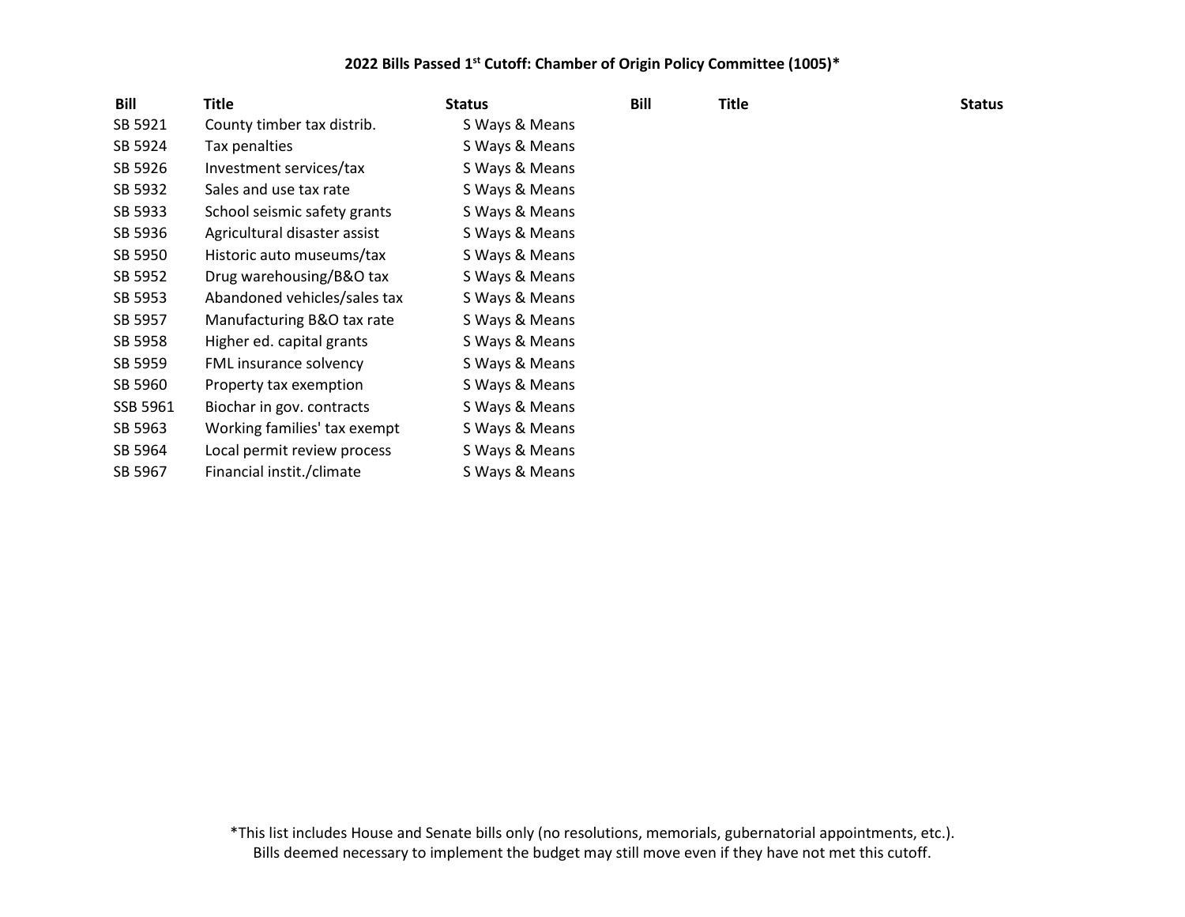**2022 Bills Passed 1[st] Cutoff: Chamber of Origin Policy Committee (1005)***

| Bill | Title | Status | Bill | Title | Status |
|---|---|---|---|---|---|
| SB 5921 | County timber tax distrib. | S Ways & Means | | | |
| SB 5924 | Tax penalties | S Ways & Means | | | |
| SB 5926 | Investment services/tax | S Ways & Means | | | |
| SB 5932 | Sales and use tax rate | S Ways & Means | | | |
| SB 5933 | School seismic safety grants | S Ways & Means | | | |
| SB 5936 | Agricultural disaster assist | S Ways & Means | | | |
| SB 5950 | Historic auto museums/tax | S Ways & Means | | | |
| SB 5952 | Drug warehousing/B&O tax | S Ways & Means | | | |
| SB 5953 | Abandoned vehicles/sales tax | S Ways & Means | | | |
| SB 5957 | Manufacturing B&O tax rate | S Ways & Means | | | |
| SB 5958 | Higher ed. capital grants | S Ways & Means | | | |
| SB 5959 | FML insurance solvency | S Ways & Means | | | |
| SB 5960 | Property tax exemption | S Ways & Means | | | |
| SSB 5961 | Biochar in gov. contracts | S Ways & Means | | | |
| SB 5963 | Working families' tax exempt | S Ways & Means | | | |
| SB 5964 | Local permit review process | S Ways & Means | | | |
| SB 5967 | Financial instit./climate | S Ways & Means | | | |

*This list includes House and Senate bills only (no resolutions, memorials, gubernatorial appointments, etc.).
Bills deemed necessary to implement the budget may still move even if they have not met this cutoff.